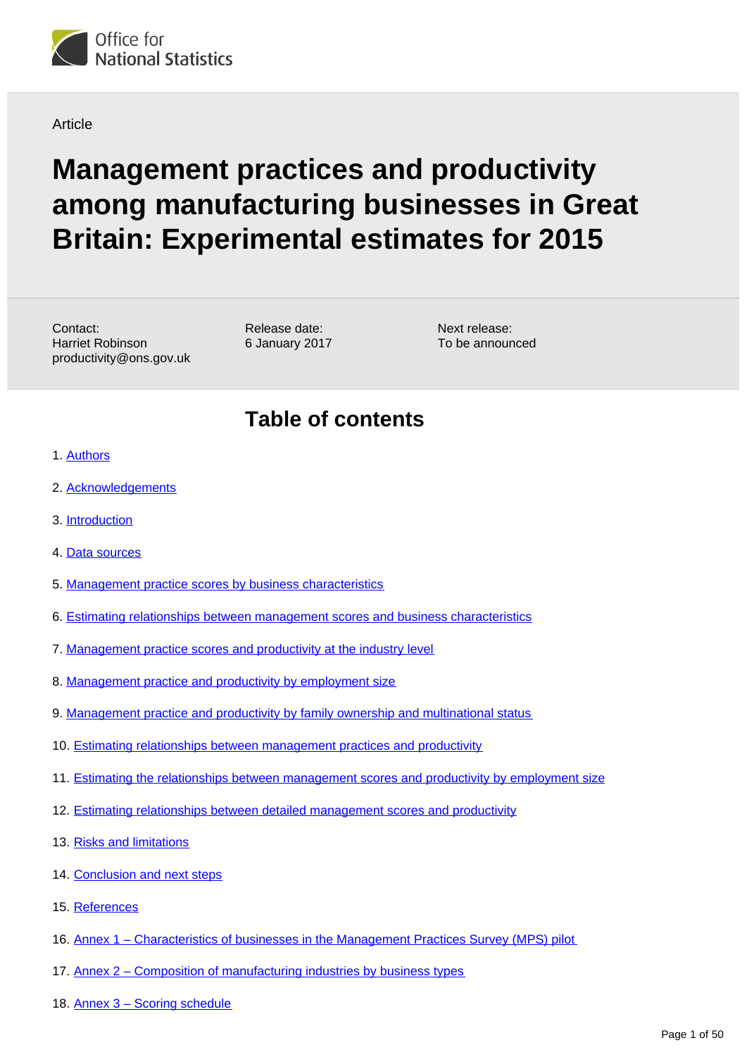Office for National Statistics

Article

# Management practices and productivity among manufacturing businesses in Great Britain: Experimental estimates for 2015

Contact:
Harriet Robinson
productivity@ons.gov.uk

Release date:
6 January 2017

Next release:
To be announced

## Table of contents

1. Authors
2. Acknowledgements
3. Introduction
4. Data sources
5. Management practice scores by business characteristics
6. Estimating relationships between management scores and business characteristics
7. Management practice scores and productivity at the industry level
8. Management practice and productivity by employment size
9. Management practice and productivity by family ownership and multinational status
10. Estimating relationships between management practices and productivity
11. Estimating the relationships between management scores and productivity by employment size
12. Estimating relationships between detailed management scores and productivity
13. Risks and limitations
14. Conclusion and next steps
15. References
16. Annex 1 – Characteristics of businesses in the Management Practices Survey (MPS) pilot
17. Annex 2 – Composition of manufacturing industries by business types
18. Annex 3 – Scoring schedule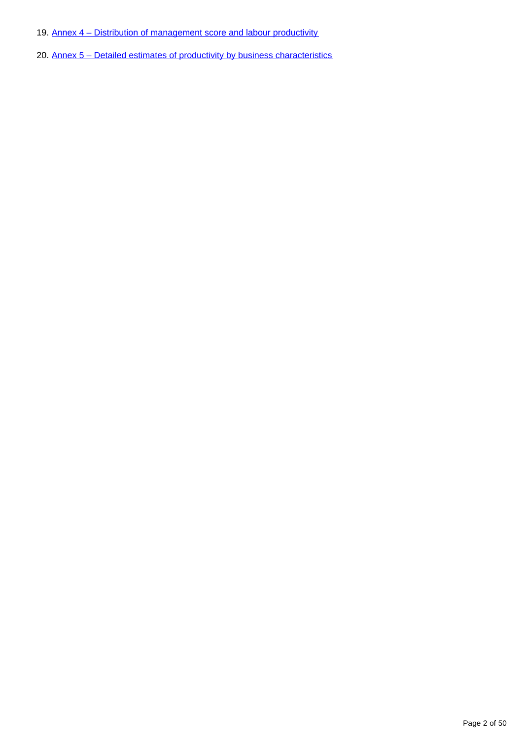19. Annex 4 – Distribution of management score and labour productivity

20. Annex 5 – Detailed estimates of productivity by business characteristics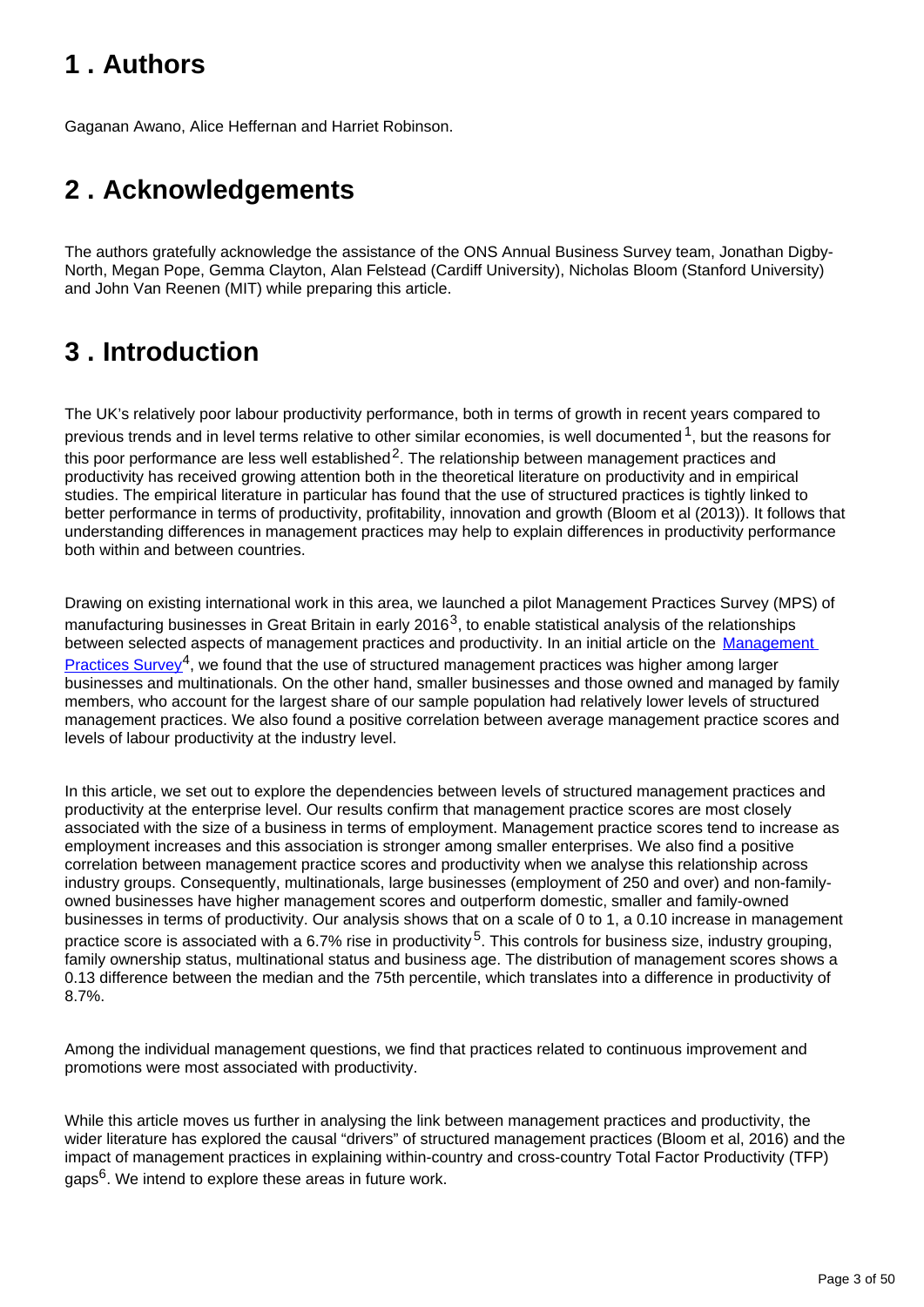## 1 . Authors

Gaganan Awano, Alice Heffernan and Harriet Robinson.

## 2 . Acknowledgements

The authors gratefully acknowledge the assistance of the ONS Annual Business Survey team, Jonathan Digby-North, Megan Pope, Gemma Clayton, Alan Felstead (Cardiff University), Nicholas Bloom (Stanford University) and John Van Reenen (MIT) while preparing this article.

## 3 . Introduction

The UK's relatively poor labour productivity performance, both in terms of growth in recent years compared to previous trends and in level terms relative to other similar economies, is well documented[1], but the reasons for this poor performance are less well established[2]. The relationship between management practices and productivity has received growing attention both in the theoretical literature on productivity and in empirical studies. The empirical literature in particular has found that the use of structured practices is tightly linked to better performance in terms of productivity, profitability, innovation and growth (Bloom et al (2013)). It follows that understanding differences in management practices may help to explain differences in productivity performance both within and between countries.

Drawing on existing international work in this area, we launched a pilot Management Practices Survey (MPS) of manufacturing businesses in Great Britain in early 2016[3], to enable statistical analysis of the relationships between selected aspects of management practices and productivity. In an initial article on the Management Practices Survey[4], we found that the use of structured management practices was higher among larger businesses and multinationals. On the other hand, smaller businesses and those owned and managed by family members, who account for the largest share of our sample population had relatively lower levels of structured management practices. We also found a positive correlation between average management practice scores and levels of labour productivity at the industry level.

In this article, we set out to explore the dependencies between levels of structured management practices and productivity at the enterprise level. Our results confirm that management practice scores are most closely associated with the size of a business in terms of employment. Management practice scores tend to increase as employment increases and this association is stronger among smaller enterprises. We also find a positive correlation between management practice scores and productivity when we analyse this relationship across industry groups. Consequently, multinationals, large businesses (employment of 250 and over) and non-family-owned businesses have higher management scores and outperform domestic, smaller and family-owned businesses in terms of productivity. Our analysis shows that on a scale of 0 to 1, a 0.10 increase in management practice score is associated with a 6.7% rise in productivity[5]. This controls for business size, industry grouping, family ownership status, multinational status and business age. The distribution of management scores shows a 0.13 difference between the median and the 75th percentile, which translates into a difference in productivity of 8.7%.

Among the individual management questions, we find that practices related to continuous improvement and promotions were most associated with productivity.

While this article moves us further in analysing the link between management practices and productivity, the wider literature has explored the causal "drivers" of structured management practices (Bloom et al, 2016) and the impact of management practices in explaining within-country and cross-country Total Factor Productivity (TFP) gaps[6]. We intend to explore these areas in future work.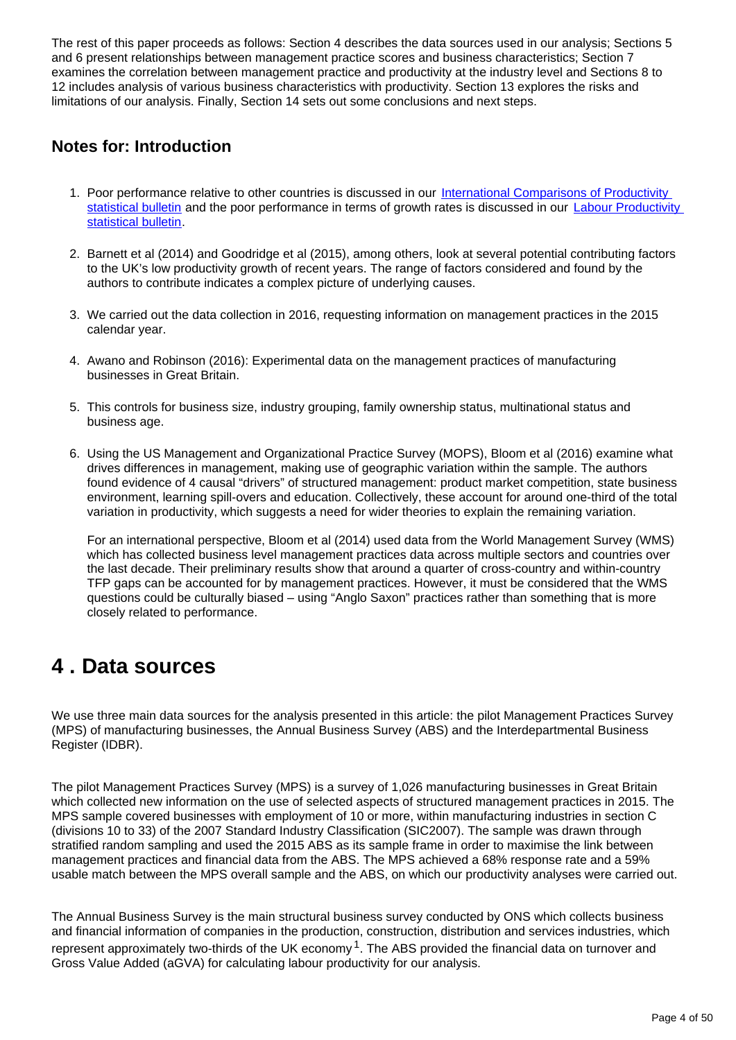The rest of this paper proceeds as follows: Section 4 describes the data sources used in our analysis; Sections 5 and 6 present relationships between management practice scores and business characteristics; Section 7 examines the correlation between management practice and productivity at the industry level and Sections 8 to 12 includes analysis of various business characteristics with productivity. Section 13 explores the risks and limitations of our analysis. Finally, Section 14 sets out some conclusions and next steps.

### Notes for: Introduction

1. Poor performance relative to other countries is discussed in our International Comparisons of Productivity statistical bulletin and the poor performance in terms of growth rates is discussed in our Labour Productivity statistical bulletin.

2. Barnett et al (2014) and Goodridge et al (2015), among others, look at several potential contributing factors to the UK's low productivity growth of recent years. The range of factors considered and found by the authors to contribute indicates a complex picture of underlying causes.

3. We carried out the data collection in 2016, requesting information on management practices in the 2015 calendar year.

4. Awano and Robinson (2016): Experimental data on the management practices of manufacturing businesses in Great Britain.

5. This controls for business size, industry grouping, family ownership status, multinational status and business age.

6. Using the US Management and Organizational Practice Survey (MOPS), Bloom et al (2016) examine what drives differences in management, making use of geographic variation within the sample. The authors found evidence of 4 causal "drivers" of structured management: product market competition, state business environment, learning spill-overs and education. Collectively, these account for around one-third of the total variation in productivity, which suggests a need for wider theories to explain the remaining variation.

   For an international perspective, Bloom et al (2014) used data from the World Management Survey (WMS) which has collected business level management practices data across multiple sectors and countries over the last decade. Their preliminary results show that around a quarter of cross-country and within-country TFP gaps can be accounted for by management practices. However, it must be considered that the WMS questions could be culturally biased – using "Anglo Saxon" practices rather than something that is more closely related to performance.

# 4 . Data sources

We use three main data sources for the analysis presented in this article: the pilot Management Practices Survey (MPS) of manufacturing businesses, the Annual Business Survey (ABS) and the Interdepartmental Business Register (IDBR).

The pilot Management Practices Survey (MPS) is a survey of 1,026 manufacturing businesses in Great Britain which collected new information on the use of selected aspects of structured management practices in 2015. The MPS sample covered businesses with employment of 10 or more, within manufacturing industries in section C (divisions 10 to 33) of the 2007 Standard Industry Classification (SIC2007). The sample was drawn through stratified random sampling and used the 2015 ABS as its sample frame in order to maximise the link between management practices and financial data from the ABS. The MPS achieved a 68% response rate and a 59% usable match between the MPS overall sample and the ABS, on which our productivity analyses were carried out.

The Annual Business Survey is the main structural business survey conducted by ONS which collects business and financial information of companies in the production, construction, distribution and services industries, which represent approximately two-thirds of the UK economy[1]. The ABS provided the financial data on turnover and Gross Value Added (aGVA) for calculating labour productivity for our analysis.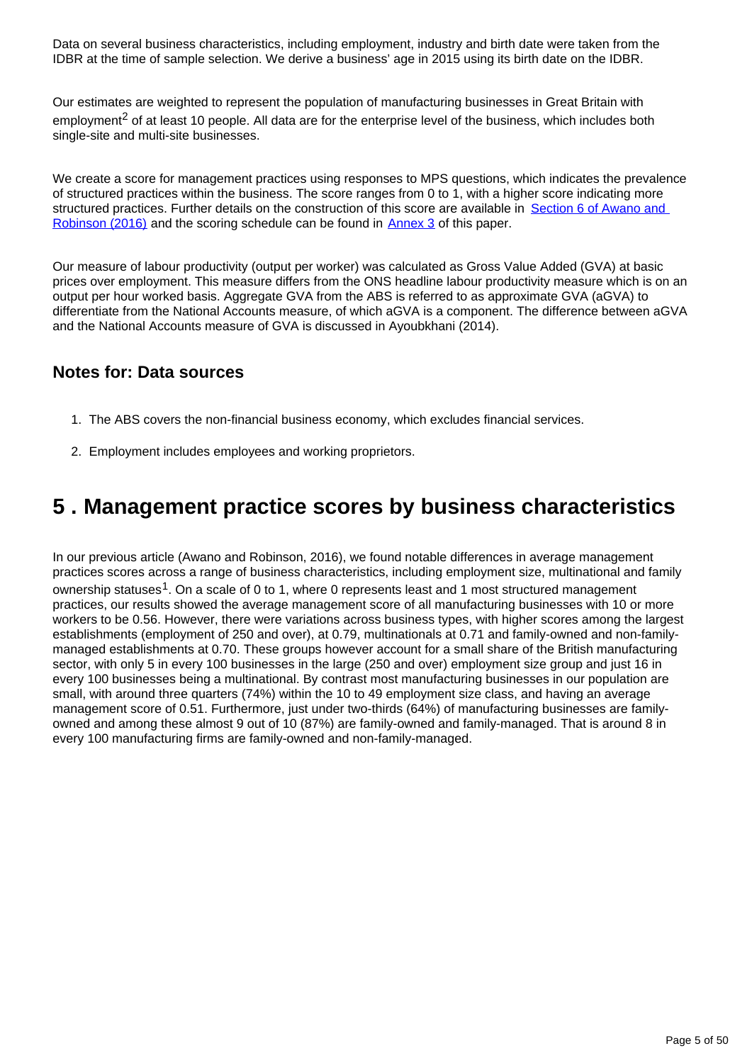Data on several business characteristics, including employment, industry and birth date were taken from the IDBR at the time of sample selection. We derive a business' age in 2015 using its birth date on the IDBR.

Our estimates are weighted to represent the population of manufacturing businesses in Great Britain with employment[2] of at least 10 people. All data are for the enterprise level of the business, which includes both single-site and multi-site businesses.

We create a score for management practices using responses to MPS questions, which indicates the prevalence of structured practices within the business. The score ranges from 0 to 1, with a higher score indicating more structured practices. Further details on the construction of this score are available in Section 6 of Awano and Robinson (2016) and the scoring schedule can be found in Annex 3 of this paper.

Our measure of labour productivity (output per worker) was calculated as Gross Value Added (GVA) at basic prices over employment. This measure differs from the ONS headline labour productivity measure which is on an output per hour worked basis. Aggregate GVA from the ABS is referred to as approximate GVA (aGVA) to differentiate from the National Accounts measure, of which aGVA is a component. The difference between aGVA and the National Accounts measure of GVA is discussed in Ayoubkhani (2014).

### Notes for: Data sources

1. The ABS covers the non-financial business economy, which excludes financial services.
2. Employment includes employees and working proprietors.

## 5 . Management practice scores by business characteristics

In our previous article (Awano and Robinson, 2016), we found notable differences in average management practices scores across a range of business characteristics, including employment size, multinational and family ownership statuses[1]. On a scale of 0 to 1, where 0 represents least and 1 most structured management practices, our results showed the average management score of all manufacturing businesses with 10 or more workers to be 0.56. However, there were variations across business types, with higher scores among the largest establishments (employment of 250 and over), at 0.79, multinationals at 0.71 and family-owned and non-family-managed establishments at 0.70. These groups however account for a small share of the British manufacturing sector, with only 5 in every 100 businesses in the large (250 and over) employment size group and just 16 in every 100 businesses being a multinational. By contrast most manufacturing businesses in our population are small, with around three quarters (74%) within the 10 to 49 employment size class, and having an average management score of 0.51. Furthermore, just under two-thirds (64%) of manufacturing businesses are family-owned and among these almost 9 out of 10 (87%) are family-owned and family-managed. That is around 8 in every 100 manufacturing firms are family-owned and non-family-managed.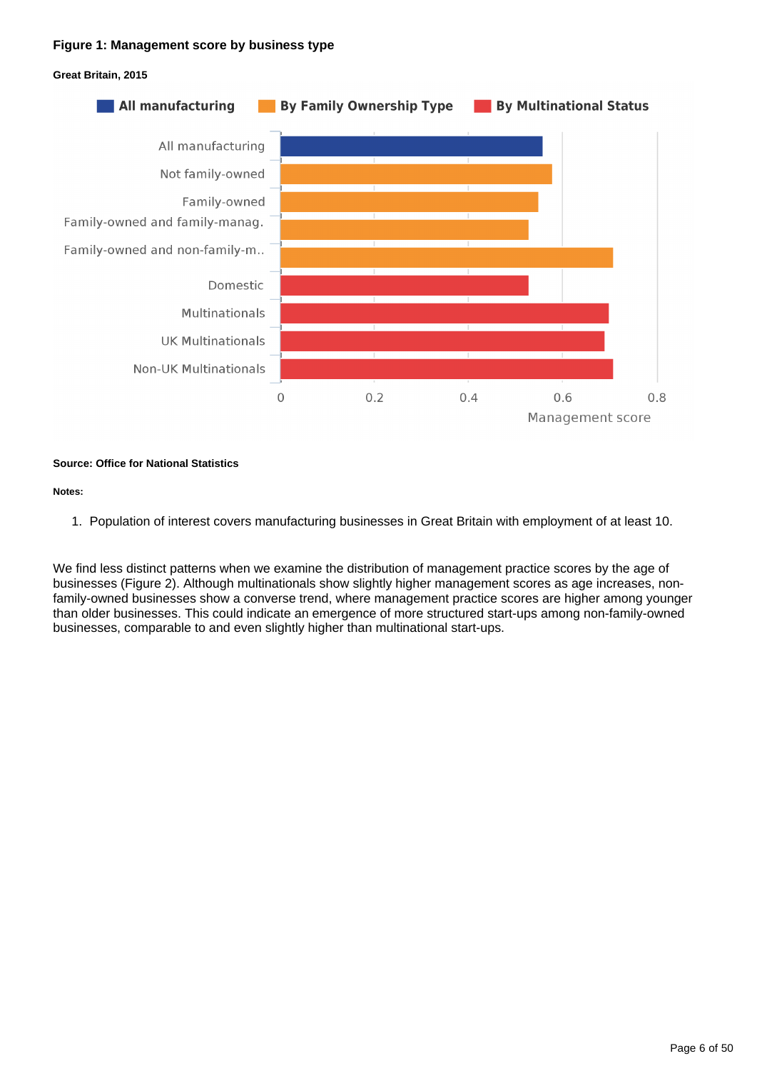**Figure 1: Management score by business type**

**Great Britain, 2015**

**Source: Office for National Statistics**

**Notes:**

1. Population of interest covers manufacturing businesses in Great Britain with employment of at least 10.

We find less distinct patterns when we examine the distribution of management practice scores by the age of businesses (Figure 2). Although multinationals show slightly higher management scores as age increases, non-family-owned businesses show a converse trend, where management practice scores are higher among younger than older businesses. This could indicate an emergence of more structured start-ups among non-family-owned businesses, comparable to and even slightly higher than multinational start-ups.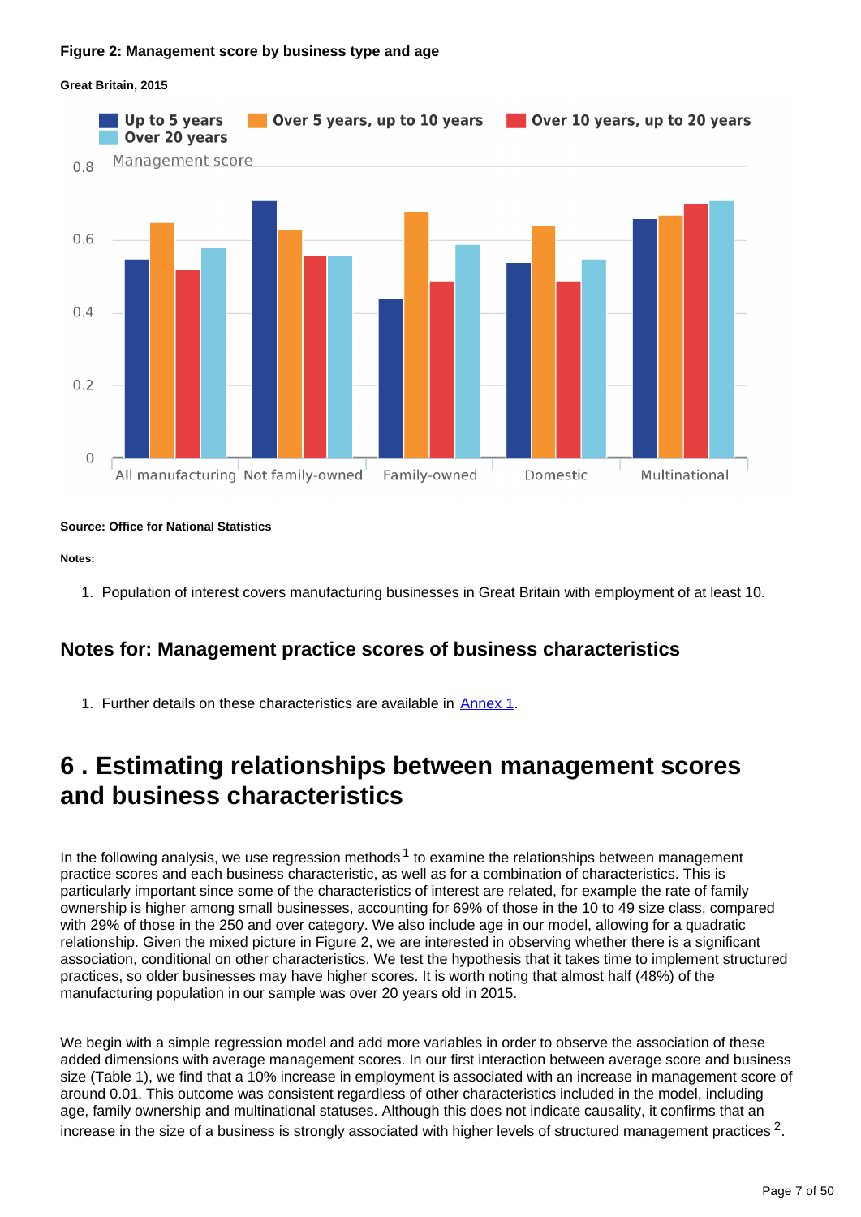**Figure 2: Management score by business type and age**

**Great Britain, 2015**

**Source: Office for National Statistics**

**Notes:**

1. Population of interest covers manufacturing businesses in Great Britain with employment of at least 10.

### Notes for: Management practice scores of business characteristics

1. Further details on these characteristics are available in Annex 1.

## 6 . Estimating relationships between management scores and business characteristics

In the following analysis, we use regression methods[1] to examine the relationships between management practice scores and each business characteristic, as well as for a combination of characteristics. This is particularly important since some of the characteristics of interest are related, for example the rate of family ownership is higher among small businesses, accounting for 69% of those in the 10 to 49 size class, compared with 29% of those in the 250 and over category. We also include age in our model, allowing for a quadratic relationship. Given the mixed picture in Figure 2, we are interested in observing whether there is a significant association, conditional on other characteristics. We test the hypothesis that it takes time to implement structured practices, so older businesses may have higher scores. It is worth noting that almost half (48%) of the manufacturing population in our sample was over 20 years old in 2015.

We begin with a simple regression model and add more variables in order to observe the association of these added dimensions with average management scores. In our first interaction between average score and business size (Table 1), we find that a 10% increase in employment is associated with an increase in management score of around 0.01. This outcome was consistent regardless of other characteristics included in the model, including age, family ownership and multinational statuses. Although this does not indicate causality, it confirms that an increase in the size of a business is strongly associated with higher levels of structured management practices[2].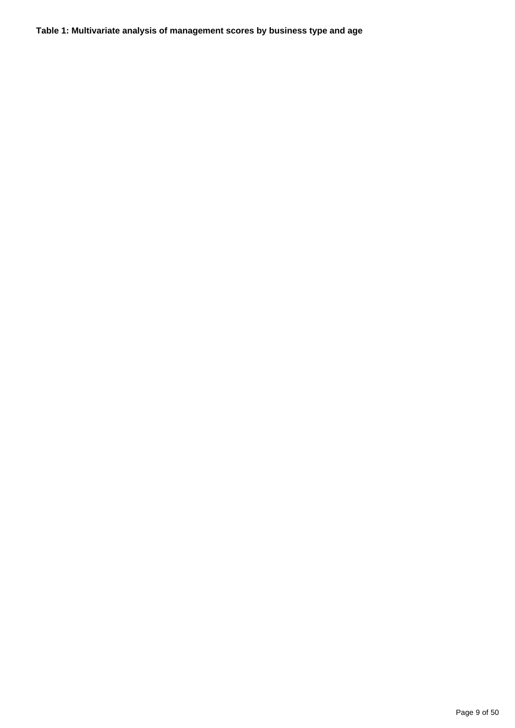**Table 1: Multivariate analysis of management scores by business type and age**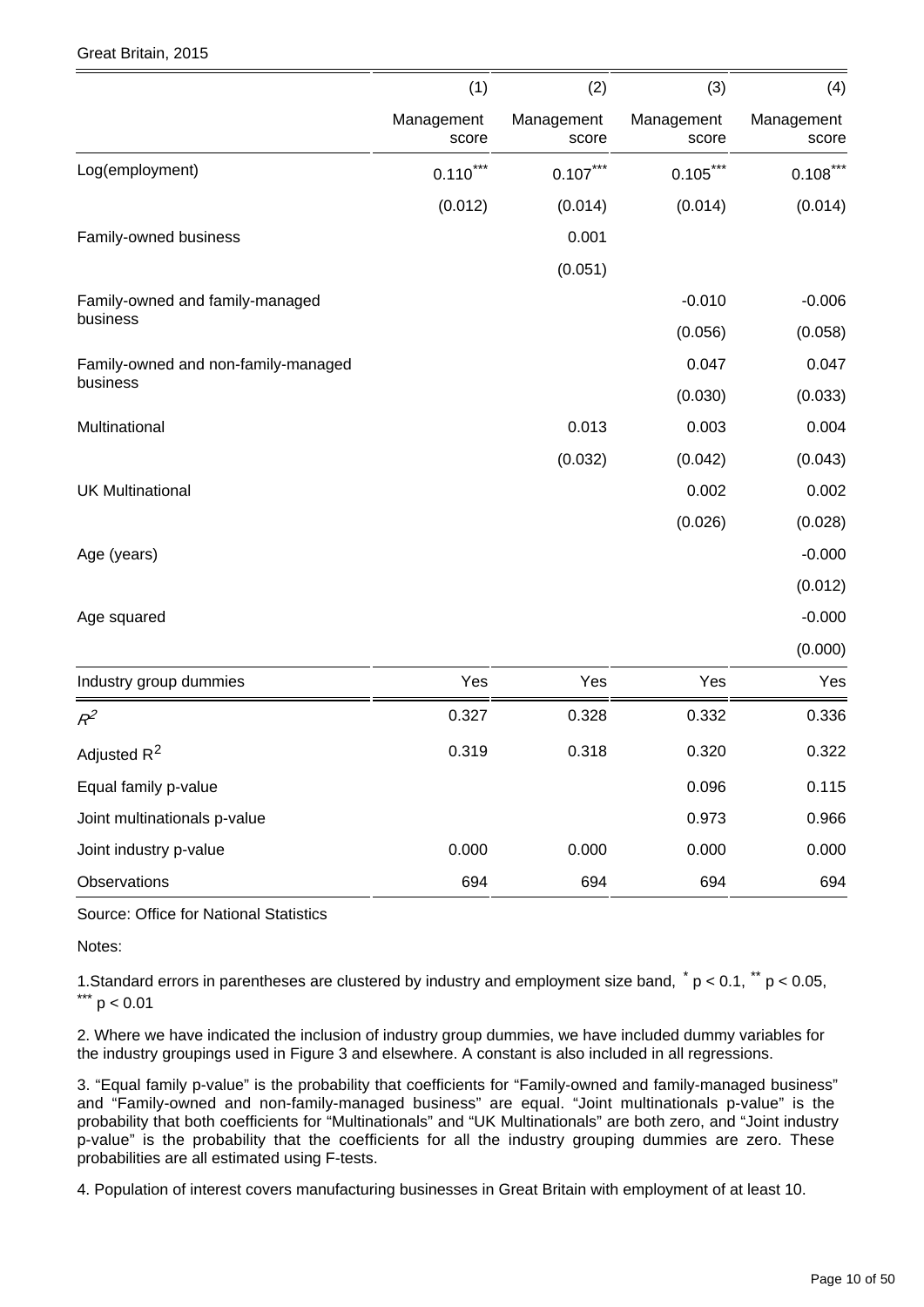Great Britain, 2015

| | (1) | (2) | (3) | (4) |
|---|---|---|---|---|
| | Management score | Management score | Management score | Management score |
| Log(employment) | $0.110^{***}$ | $0.107^{***}$ | $0.105^{***}$ | $0.108^{***}$ |
| | (0.012) | (0.014) | (0.014) | (0.014) |
| Family-owned business | | 0.001 | | |
| | | (0.051) | | |
| Family-owned and family-managed business | | | -0.010 | -0.006 |
| | | | (0.056) | (0.058) |
| Family-owned and non-family-managed business | | | 0.047 | 0.047 |
| | | | (0.030) | (0.033) |
| Multinational | | 0.013 | 0.003 | 0.004 |
| | | (0.032) | (0.042) | (0.043) |
| UK Multinational | | | 0.002 | 0.002 |
| | | | (0.026) | (0.028) |
| Age (years) | | | | -0.000 |
| | | | | (0.012) |
| Age squared | | | | -0.000 |
| | | | | (0.000) |
| Industry group dummies | Yes | Yes | Yes | Yes |
| $R^2$ | 0.327 | 0.328 | 0.332 | 0.336 |
| Adjusted $R^2$ | 0.319 | 0.318 | 0.320 | 0.322 |
| Equal family p-value | | | 0.096 | 0.115 |
| Joint multinationals p-value | | | 0.973 | 0.966 |
| Joint industry p-value | 0.000 | 0.000 | 0.000 | 0.000 |
| Observations | 694 | 694 | 694 | 694 |

Source: Office for National Statistics

Notes:

1.Standard errors in parentheses are clustered by industry and employment size band, $^{*}$ $p < 0.1$, $^{**}$ $p < 0.05$, $^{***}$ $p < 0.01$

2. Where we have indicated the inclusion of industry group dummies, we have included dummy variables for the industry groupings used in Figure 3 and elsewhere. A constant is also included in all regressions.

3. "Equal family p-value" is the probability that coefficients for "Family-owned and family-managed business" and "Family-owned and non-family-managed business" are equal. "Joint multinationals p-value" is the probability that both coefficients for "Multinationals" and "UK Multinationals" are both zero, and "Joint industry p-value" is the probability that the coefficients for all the industry grouping dummies are zero. These probabilities are all estimated using F-tests.

4. Population of interest covers manufacturing businesses in Great Britain with employment of at least 10.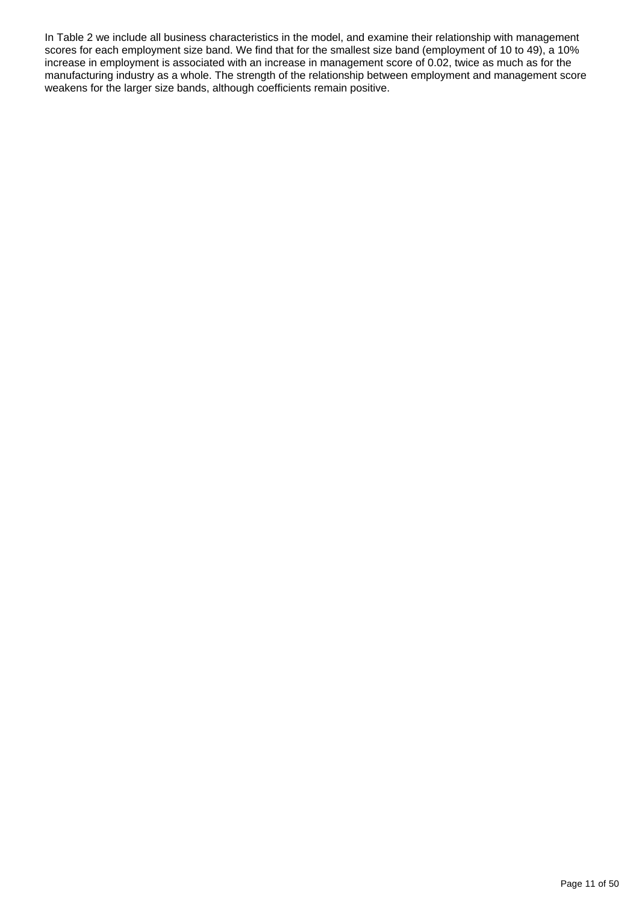In Table 2 we include all business characteristics in the model, and examine their relationship with management scores for each employment size band. We find that for the smallest size band (employment of 10 to 49), a 10% increase in employment is associated with an increase in management score of 0.02, twice as much as for the manufacturing industry as a whole. The strength of the relationship between employment and management score weakens for the larger size bands, although coefficients remain positive.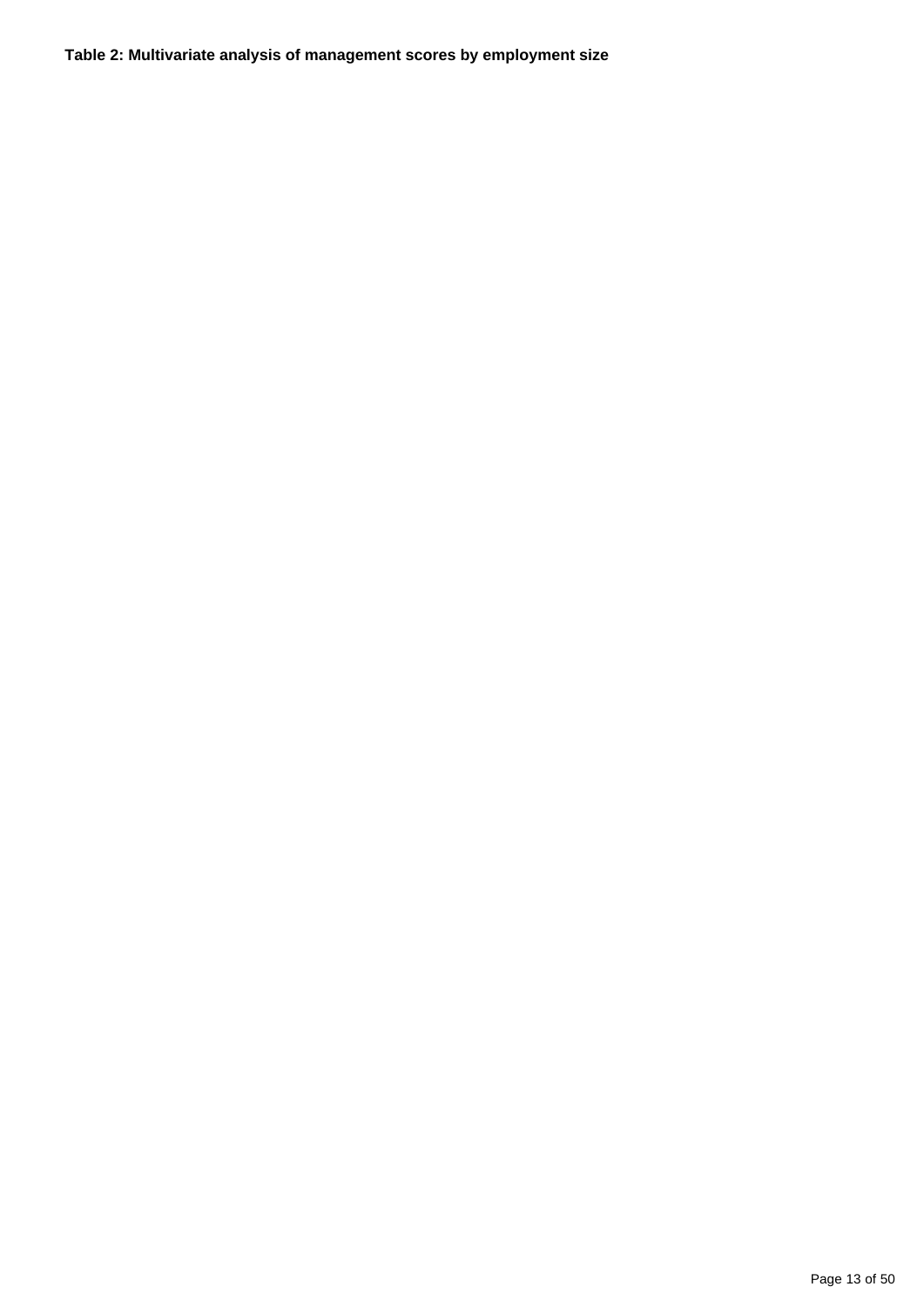**Table 2: Multivariate analysis of management scores by employment size**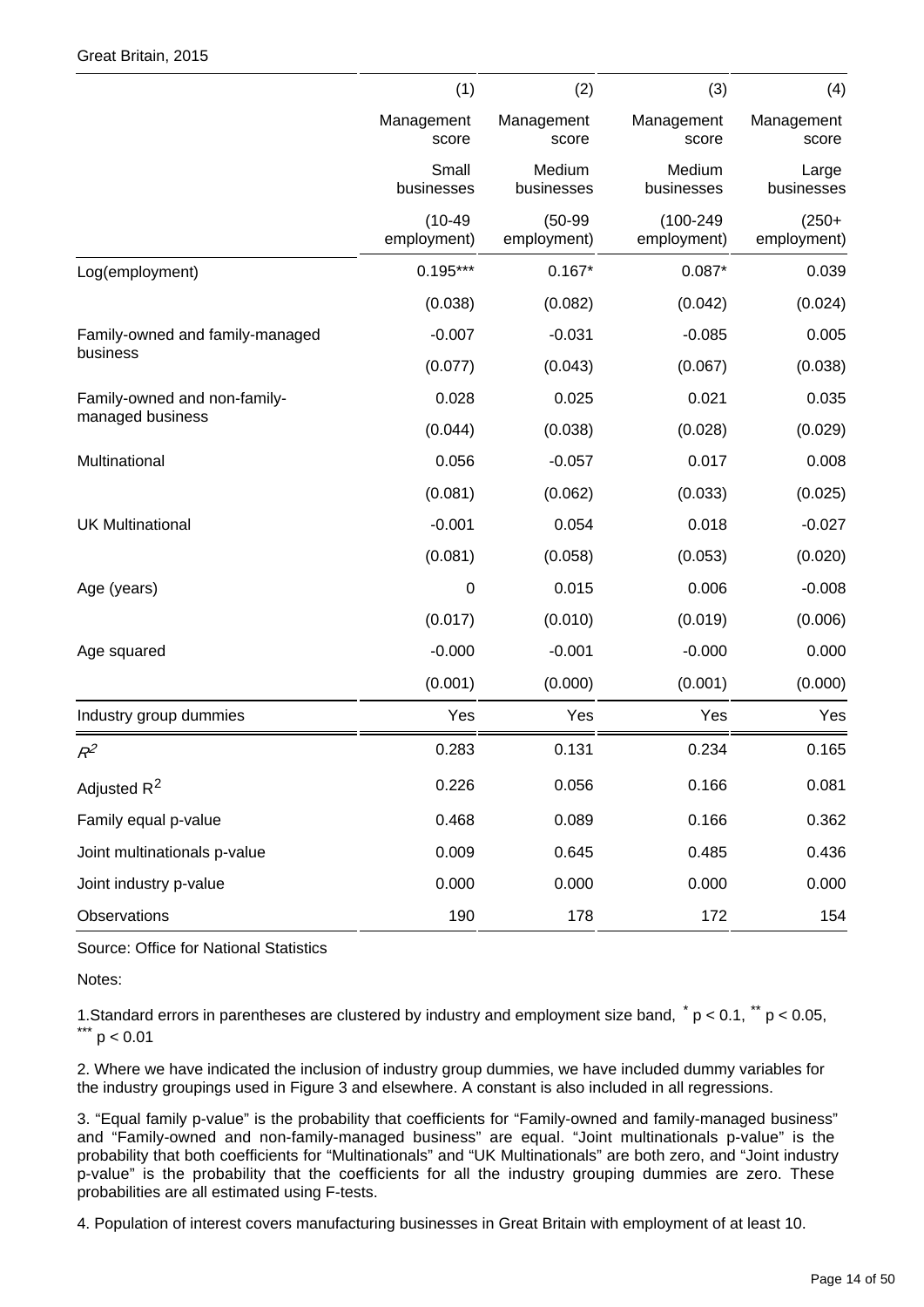Great Britain, 2015

| | (1) | (2) | (3) | (4) |
|---|---|---|---|---|
| | Management score | Management score | Management score | Management score |
| | Small businesses | Medium businesses | Medium businesses | Large businesses |
| | (10-49 employment) | (50-99 employment) | (100-249 employment) | (250+ employment) |
| Log(employment) | 0.195*** | 0.167* | 0.087* | 0.039 |
| | (0.038) | (0.082) | (0.042) | (0.024) |
| Family-owned and family-managed business | -0.007 | -0.031 | -0.085 | 0.005 |
| | (0.077) | (0.043) | (0.067) | (0.038) |
| Family-owned and non-family-managed business | 0.028 | 0.025 | 0.021 | 0.035 |
| | (0.044) | (0.038) | (0.028) | (0.029) |
| Multinational | 0.056 | -0.057 | 0.017 | 0.008 |
| | (0.081) | (0.062) | (0.033) | (0.025) |
| UK Multinational | -0.001 | 0.054 | 0.018 | -0.027 |
| | (0.081) | (0.058) | (0.053) | (0.020) |
| Age (years) | 0 | 0.015 | 0.006 | -0.008 |
| | (0.017) | (0.010) | (0.019) | (0.006) |
| Age squared | -0.000 | -0.001 | -0.000 | 0.000 |
| | (0.001) | (0.000) | (0.001) | (0.000) |
| Industry group dummies | Yes | Yes | Yes | Yes |
| $R^2$ | 0.283 | 0.131 | 0.234 | 0.165 |
| Adjusted $R^2$ | 0.226 | 0.056 | 0.166 | 0.081 |
| Family equal p-value | 0.468 | 0.089 | 0.166 | 0.362 |
| Joint multinationals p-value | 0.009 | 0.645 | 0.485 | 0.436 |
| Joint industry p-value | 0.000 | 0.000 | 0.000 | 0.000 |
| Observations | 190 | 178 | 172 | 154 |

Source: Office for National Statistics

Notes:

1.Standard errors in parentheses are clustered by industry and employment size band, * $p < 0.1$, ** $p < 0.05$, *** $p < 0.01$

2. Where we have indicated the inclusion of industry group dummies, we have included dummy variables for the industry groupings used in Figure 3 and elsewhere. A constant is also included in all regressions.

3. "Equal family p-value" is the probability that coefficients for "Family-owned and family-managed business" and "Family-owned and non-family-managed business" are equal. "Joint multinationals p-value" is the probability that both coefficients for "Multinationals" and "UK Multinationals" are both zero, and "Joint industry p-value" is the probability that the coefficients for all the industry grouping dummies are zero. These probabilities are all estimated using F-tests.

4. Population of interest covers manufacturing businesses in Great Britain with employment of at least 10.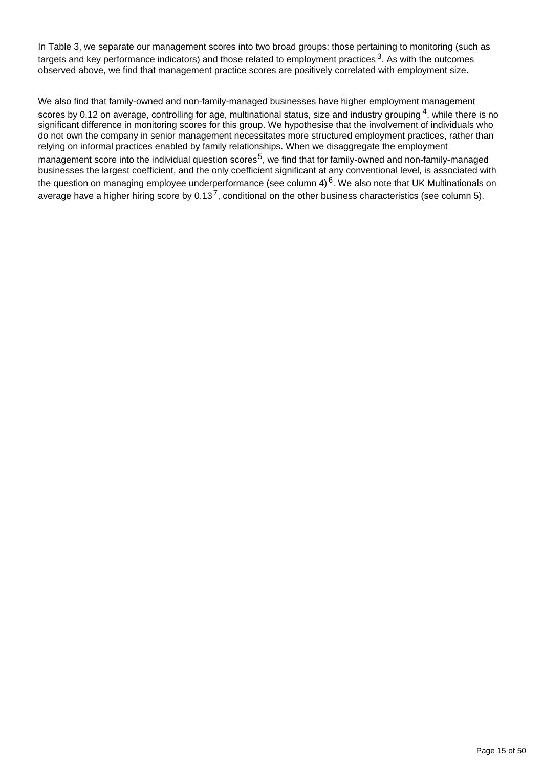In Table 3, we separate our management scores into two broad groups: those pertaining to monitoring (such as targets and key performance indicators) and those related to employment practices [3]. As with the outcomes observed above, we find that management practice scores are positively correlated with employment size.

We also find that family-owned and non-family-managed businesses have higher employment management scores by 0.12 on average, controlling for age, multinational status, size and industry grouping [4], while there is no significant difference in monitoring scores for this group. We hypothesise that the involvement of individuals who do not own the company in senior management necessitates more structured employment practices, rather than relying on informal practices enabled by family relationships. When we disaggregate the employment management score into the individual question scores [5], we find that for family-owned and non-family-managed businesses the largest coefficient, and the only coefficient significant at any conventional level, is associated with the question on managing employee underperformance (see column 4) [6]. We also note that UK Multinationals on average have a higher hiring score by 0.13 [7], conditional on the other business characteristics (see column 5).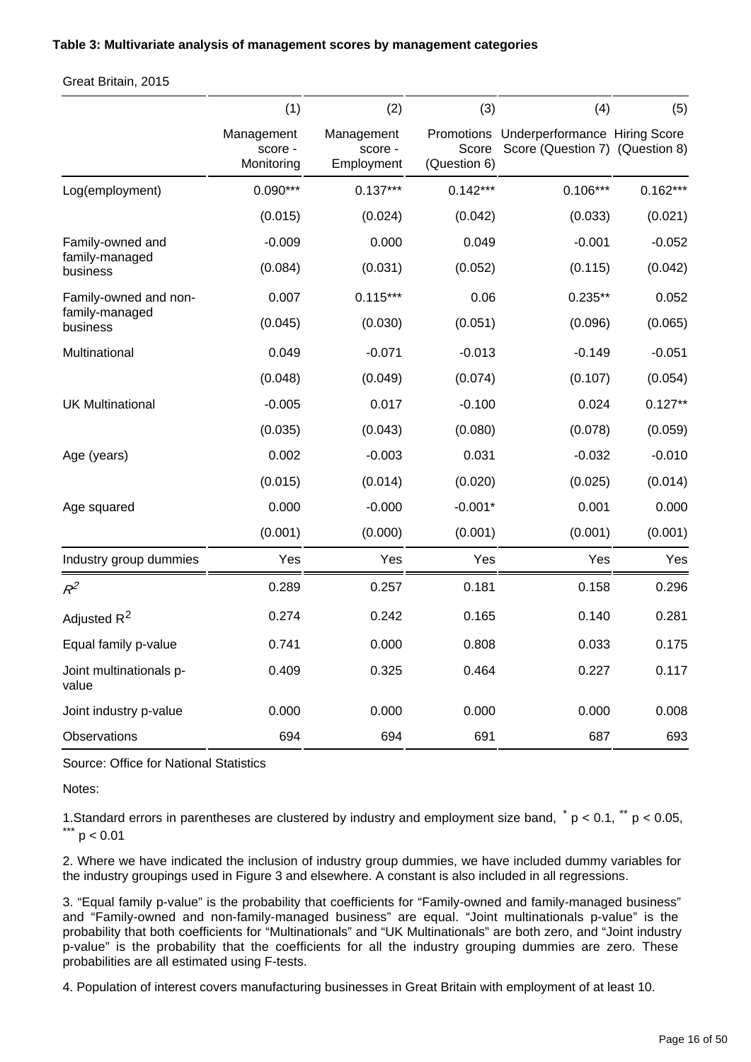**Table 3: Multivariate analysis of management scores by management categories**

Great Britain, 2015

| | (1) | (2) | (3) | (4) | (5) |
|---|---|---|---|---|---|
| | Management score - Monitoring | Management score - Employment | Promotions Score (Question 6) | Underperformance Score (Question 7) | Hiring Score (Question 8) |
| Log(employment) | 0.090*** | 0.137*** | 0.142*** | 0.106*** | 0.162*** |
| | (0.015) | (0.024) | (0.042) | (0.033) | (0.021) |
| Family-owned and family-managed business | -0.009 | 0.000 | 0.049 | -0.001 | -0.052 |
| | (0.084) | (0.031) | (0.052) | (0.115) | (0.042) |
| Family-owned and non-family-managed business | 0.007 | 0.115*** | 0.06 | 0.235** | 0.052 |
| | (0.045) | (0.030) | (0.051) | (0.096) | (0.065) |
| Multinational | 0.049 | -0.071 | -0.013 | -0.149 | -0.051 |
| | (0.048) | (0.049) | (0.074) | (0.107) | (0.054) |
| UK Multinational | -0.005 | 0.017 | -0.100 | 0.024 | 0.127** |
| | (0.035) | (0.043) | (0.080) | (0.078) | (0.059) |
| Age (years) | 0.002 | -0.003 | 0.031 | -0.032 | -0.010 |
| | (0.015) | (0.014) | (0.020) | (0.025) | (0.014) |
| Age squared | 0.000 | -0.000 | -0.001* | 0.001 | 0.000 |
| | (0.001) | (0.000) | (0.001) | (0.001) | (0.001) |
| Industry group dummies | Yes | Yes | Yes | Yes | Yes |
| $R^2$ | 0.289 | 0.257 | 0.181 | 0.158 | 0.296 |
| Adjusted $R^2$ | 0.274 | 0.242 | 0.165 | 0.140 | 0.281 |
| Equal family p-value | 0.741 | 0.000 | 0.808 | 0.033 | 0.175 |
| Joint multinationals p-value | 0.409 | 0.325 | 0.464 | 0.227 | 0.117 |
| Joint industry p-value | 0.000 | 0.000 | 0.000 | 0.000 | 0.008 |
| Observations | 694 | 694 | 691 | 687 | 693 |

Source: Office for National Statistics

Notes:

1.Standard errors in parentheses are clustered by industry and employment size band, * $p < 0.1$, ** $p < 0.05$, *** $p < 0.01$

2. Where we have indicated the inclusion of industry group dummies, we have included dummy variables for the industry groupings used in Figure 3 and elsewhere. A constant is also included in all regressions.

3. "Equal family p-value" is the probability that coefficients for "Family-owned and family-managed business" and "Family-owned and non-family-managed business" are equal. "Joint multinationals p-value" is the probability that both coefficients for "Multinationals" and "UK Multinationals" are both zero, and "Joint industry p-value" is the probability that the coefficients for all the industry grouping dummies are zero. These probabilities are all estimated using F-tests.

4. Population of interest covers manufacturing businesses in Great Britain with employment of at least 10.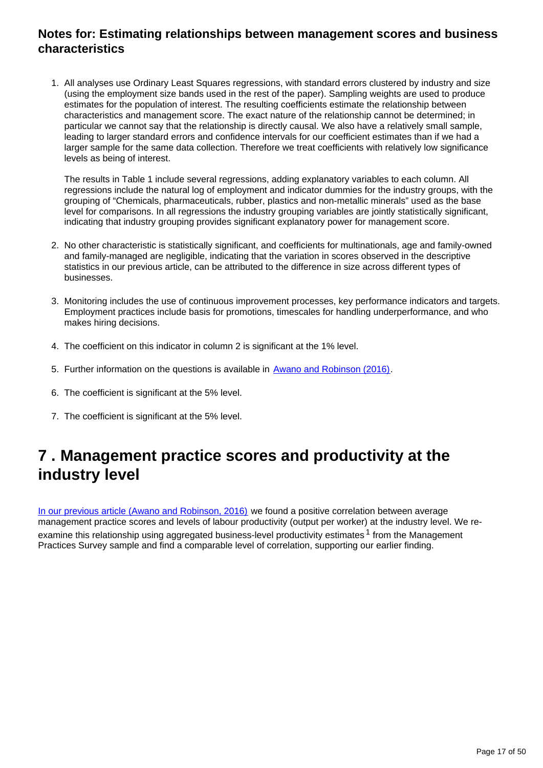### Notes for: Estimating relationships between management scores and business characteristics

1. All analyses use Ordinary Least Squares regressions, with standard errors clustered by industry and size (using the employment size bands used in the rest of the paper). Sampling weights are used to produce estimates for the population of interest. The resulting coefficients estimate the relationship between characteristics and management score. The exact nature of the relationship cannot be determined; in particular we cannot say that the relationship is directly causal. We also have a relatively small sample, leading to larger standard errors and confidence intervals for our coefficient estimates than if we had a larger sample for the same data collection. Therefore we treat coefficients with relatively low significance levels as being of interest.

   The results in Table 1 include several regressions, adding explanatory variables to each column. All regressions include the natural log of employment and indicator dummies for the industry groups, with the grouping of "Chemicals, pharmaceuticals, rubber, plastics and non-metallic minerals" used as the base level for comparisons. In all regressions the industry grouping variables are jointly statistically significant, indicating that industry grouping provides significant explanatory power for management score.

2. No other characteristic is statistically significant, and coefficients for multinationals, age and family-owned and family-managed are negligible, indicating that the variation in scores observed in the descriptive statistics in our previous article, can be attributed to the difference in size across different types of businesses.

3. Monitoring includes the use of continuous improvement processes, key performance indicators and targets. Employment practices include basis for promotions, timescales for handling underperformance, and who makes hiring decisions.

4. The coefficient on this indicator in column 2 is significant at the 1% level.

5. Further information on the questions is available in Awano and Robinson (2016).

6. The coefficient is significant at the 5% level.

7. The coefficient is significant at the 5% level.

## 7 . Management practice scores and productivity at the industry level

In our previous article (Awano and Robinson, 2016) we found a positive correlation between average management practice scores and levels of labour productivity (output per worker) at the industry level. We re-examine this relationship using aggregated business-level productivity estimates [1] from the Management Practices Survey sample and find a comparable level of correlation, supporting our earlier finding.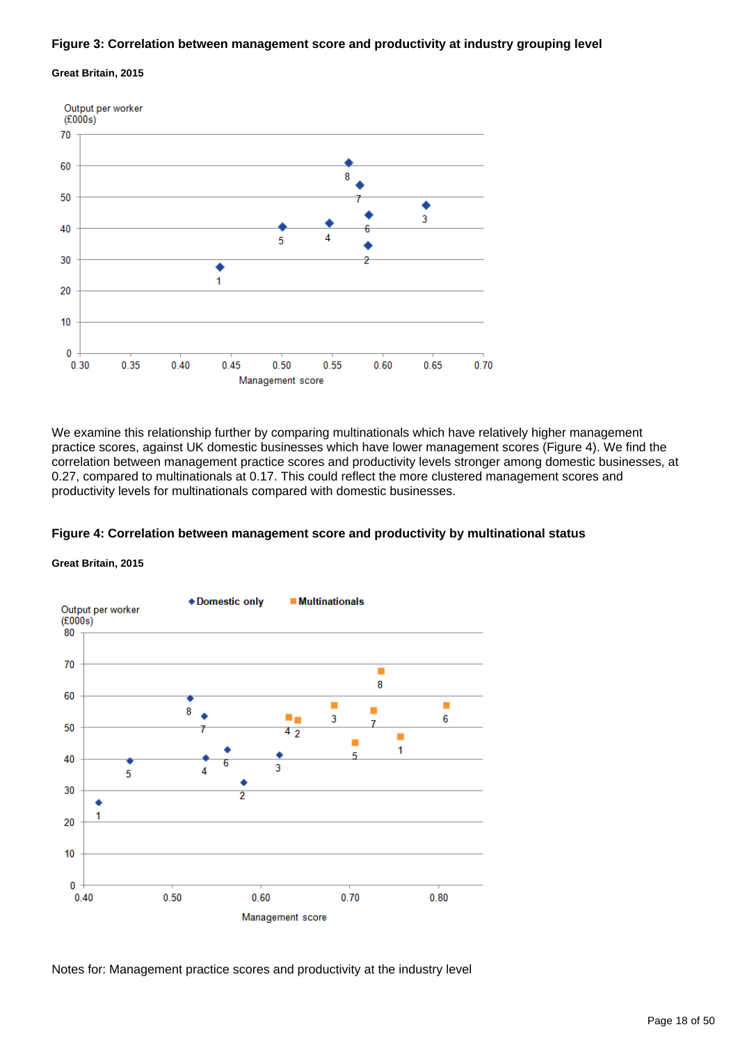**Figure 3: Correlation between management score and productivity at industry grouping level**

**Great Britain, 2015**

We examine this relationship further by comparing multinationals which have relatively higher management practice scores, against UK domestic businesses which have lower management scores (Figure 4). We find the correlation between management practice scores and productivity levels stronger among domestic businesses, at 0.27, compared to multinationals at 0.17. This could reflect the more clustered management scores and productivity levels for multinationals compared with domestic businesses.

**Figure 4: Correlation between management score and productivity by multinational status**

**Great Britain, 2015**

Notes for: Management practice scores and productivity at the industry level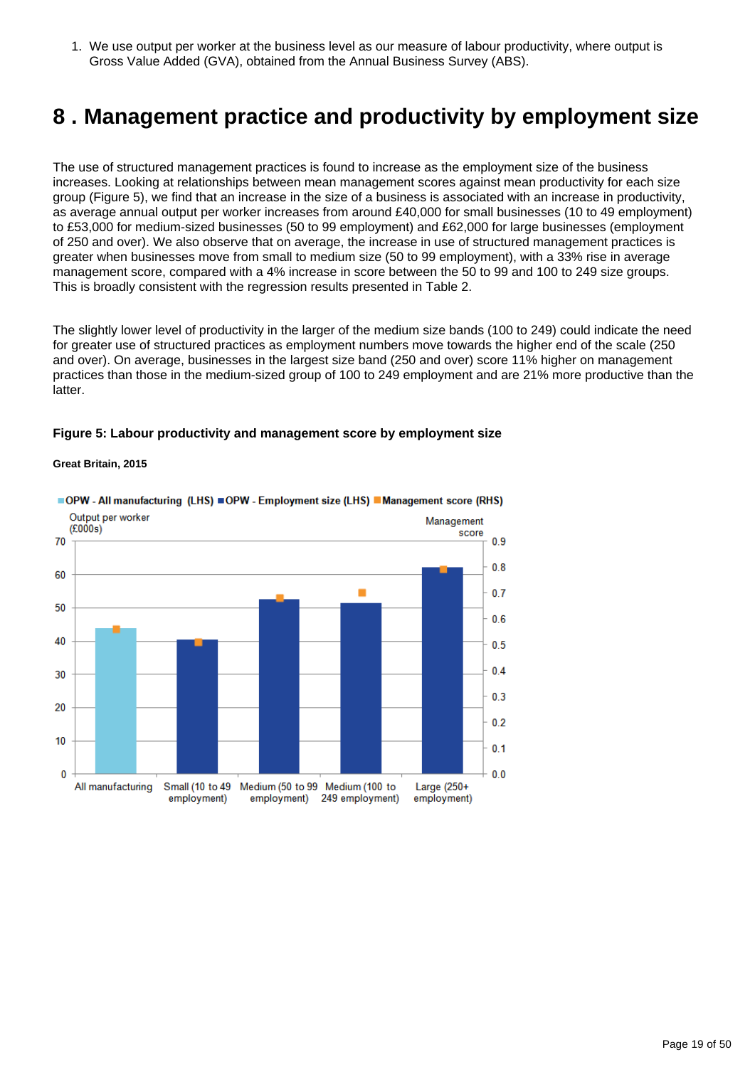1. We use output per worker at the business level as our measure of labour productivity, where output is Gross Value Added (GVA), obtained from the Annual Business Survey (ABS).

# 8 . Management practice and productivity by employment size

The use of structured management practices is found to increase as the employment size of the business increases. Looking at relationships between mean management scores against mean productivity for each size group (Figure 5), we find that an increase in the size of a business is associated with an increase in productivity, as average annual output per worker increases from around £40,000 for small businesses (10 to 49 employment) to £53,000 for medium-sized businesses (50 to 99 employment) and £62,000 for large businesses (employment of 250 and over). We also observe that on average, the increase in use of structured management practices is greater when businesses move from small to medium size (50 to 99 employment), with a 33% rise in average management score, compared with a 4% increase in score between the 50 to 99 and 100 to 249 size groups. This is broadly consistent with the regression results presented in Table 2.

The slightly lower level of productivity in the larger of the medium size bands (100 to 249) could indicate the need for greater use of structured practices as employment numbers move towards the higher end of the scale (250 and over). On average, businesses in the largest size band (250 and over) score 11% higher on management practices than those in the medium-sized group of 100 to 249 employment and are 21% more productive than the latter.

**Figure 5: Labour productivity and management score by employment size**

**Great Britain, 2015**

OPW - All manufacturing (LHS) | OPW - Employment size (LHS) | Management score (RHS)

Output per worker (£000s) | Management score

All manufacturing | Small (10 to 49 employment) | Medium (50 to 99 employment) | Medium (100 to 249 employment) | Large (250+ employment)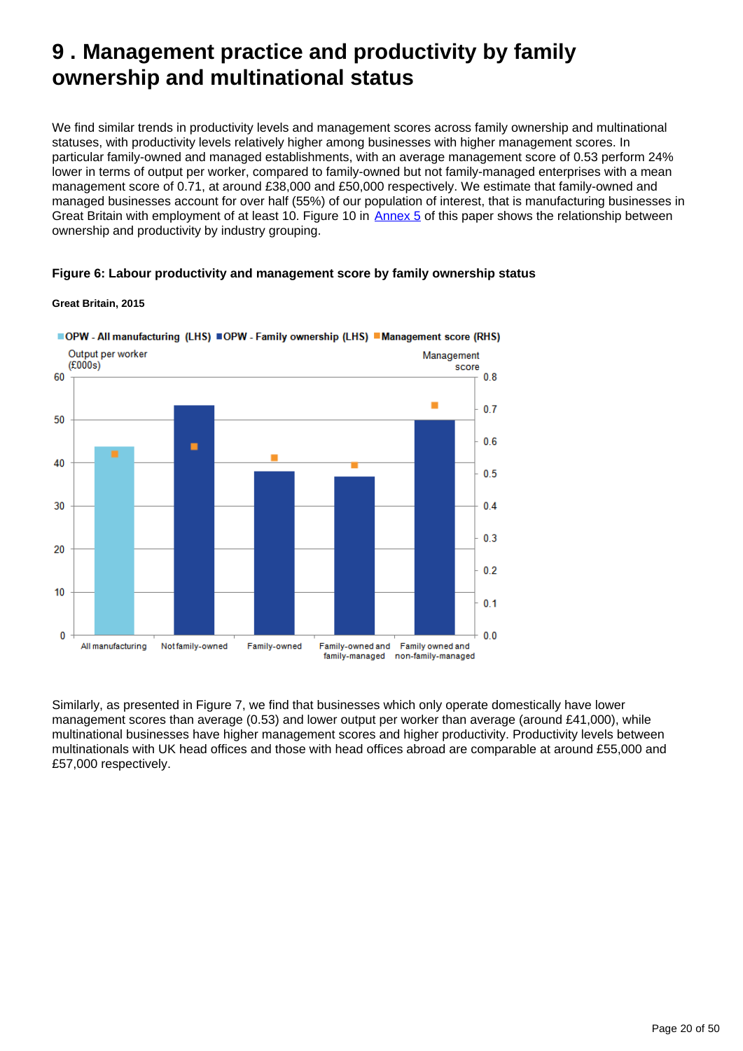# 9 . Management practice and productivity by family ownership and multinational status

We find similar trends in productivity levels and management scores across family ownership and multinational statuses, with productivity levels relatively higher among businesses with higher management scores. In particular family-owned and managed establishments, with an average management score of 0.53 perform 24% lower in terms of output per worker, compared to family-owned but not family-managed enterprises with a mean management score of 0.71, at around £38,000 and £50,000 respectively. We estimate that family-owned and managed businesses account for over half (55%) of our population of interest, that is manufacturing businesses in Great Britain with employment of at least 10. Figure 10 in Annex 5 of this paper shows the relationship between ownership and productivity by industry grouping.

**Figure 6: Labour productivity and management score by family ownership status**

**Great Britain, 2015**

Similarly, as presented in Figure 7, we find that businesses which only operate domestically have lower management scores than average (0.53) and lower output per worker than average (around £41,000), while multinational businesses have higher management scores and higher productivity. Productivity levels between multinationals with UK head offices and those with head offices abroad are comparable at around £55,000 and £57,000 respectively.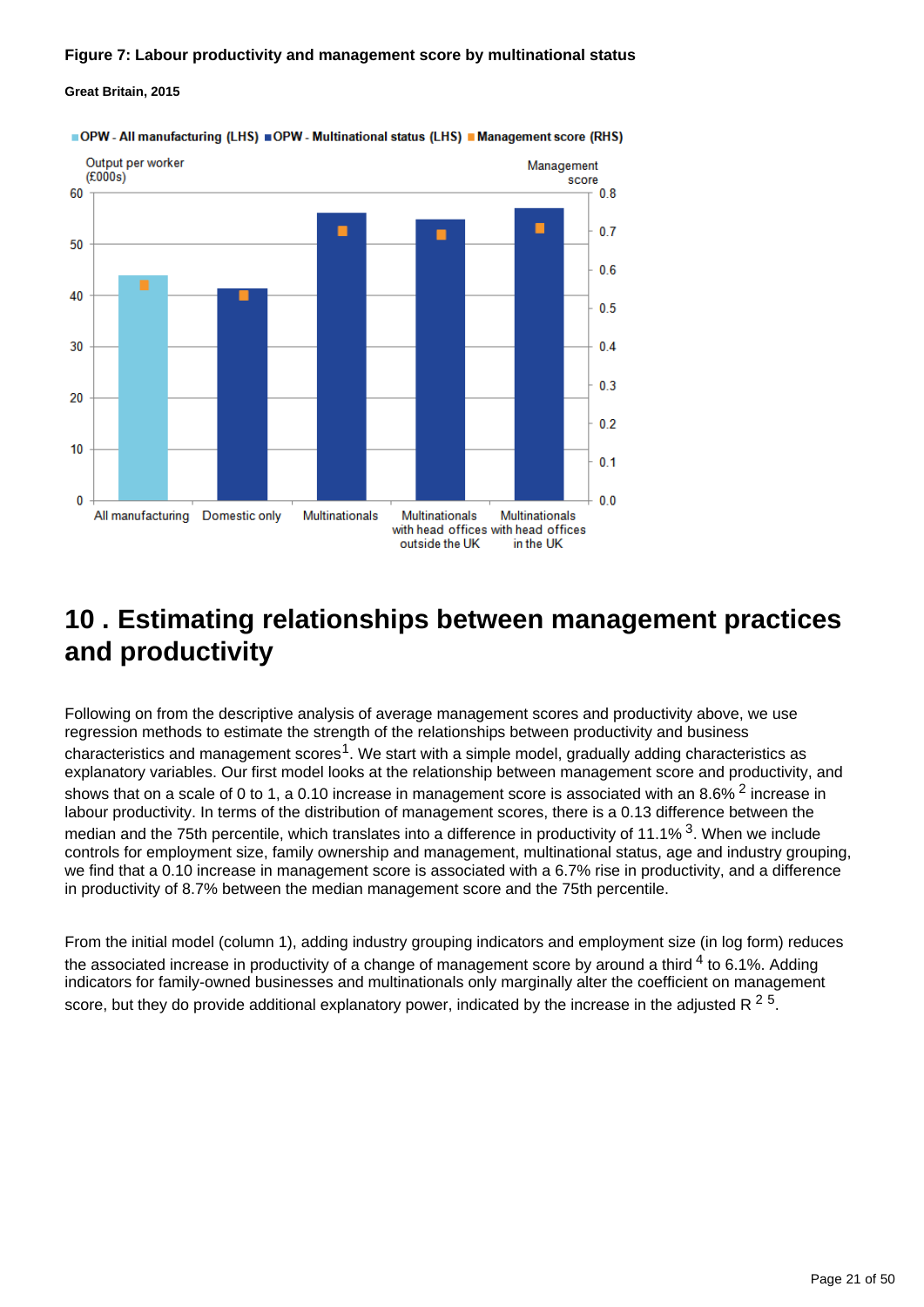**Figure 7: Labour productivity and management score by multinational status**

**Great Britain, 2015**

## 10 . Estimating relationships between management practices and productivity

Following on from the descriptive analysis of average management scores and productivity above, we use regression methods to estimate the strength of the relationships between productivity and business characteristics and management scores[1]. We start with a simple model, gradually adding characteristics as explanatory variables. Our first model looks at the relationship between management score and productivity, and shows that on a scale of 0 to 1, a 0.10 increase in management score is associated with an 8.6% [2] increase in labour productivity. In terms of the distribution of management scores, there is a 0.13 difference between the median and the 75th percentile, which translates into a difference in productivity of 11.1% [3]. When we include controls for employment size, family ownership and management, multinational status, age and industry grouping, we find that a 0.10 increase in management score is associated with a 6.7% rise in productivity, and a difference in productivity of 8.7% between the median management score and the 75th percentile.

From the initial model (column 1), adding industry grouping indicators and employment size (in log form) reduces the associated increase in productivity of a change of management score by around a third [4] to 6.1%. Adding indicators for family-owned businesses and multinationals only marginally alter the coefficient on management score, but they do provide additional explanatory power, indicated by the increase in the adjusted $R^2$ [5].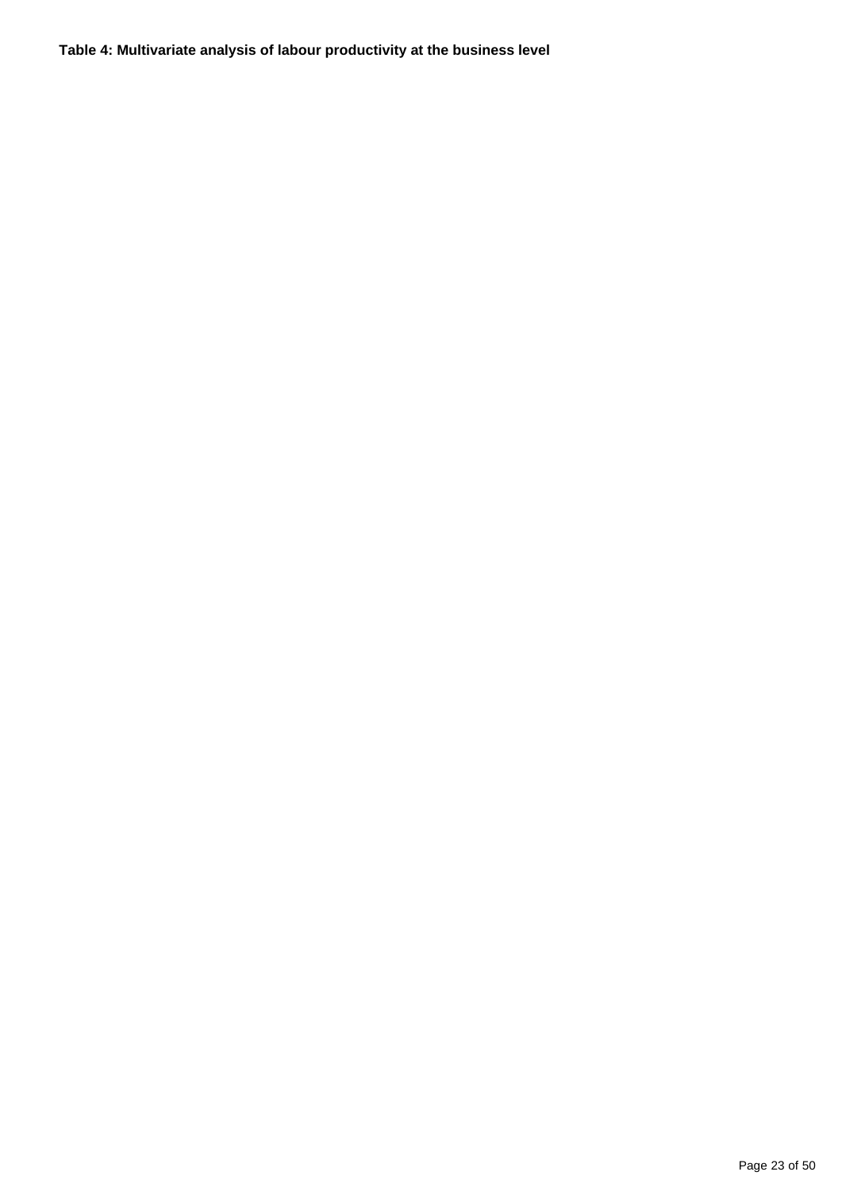**Table 4: Multivariate analysis of labour productivity at the business level**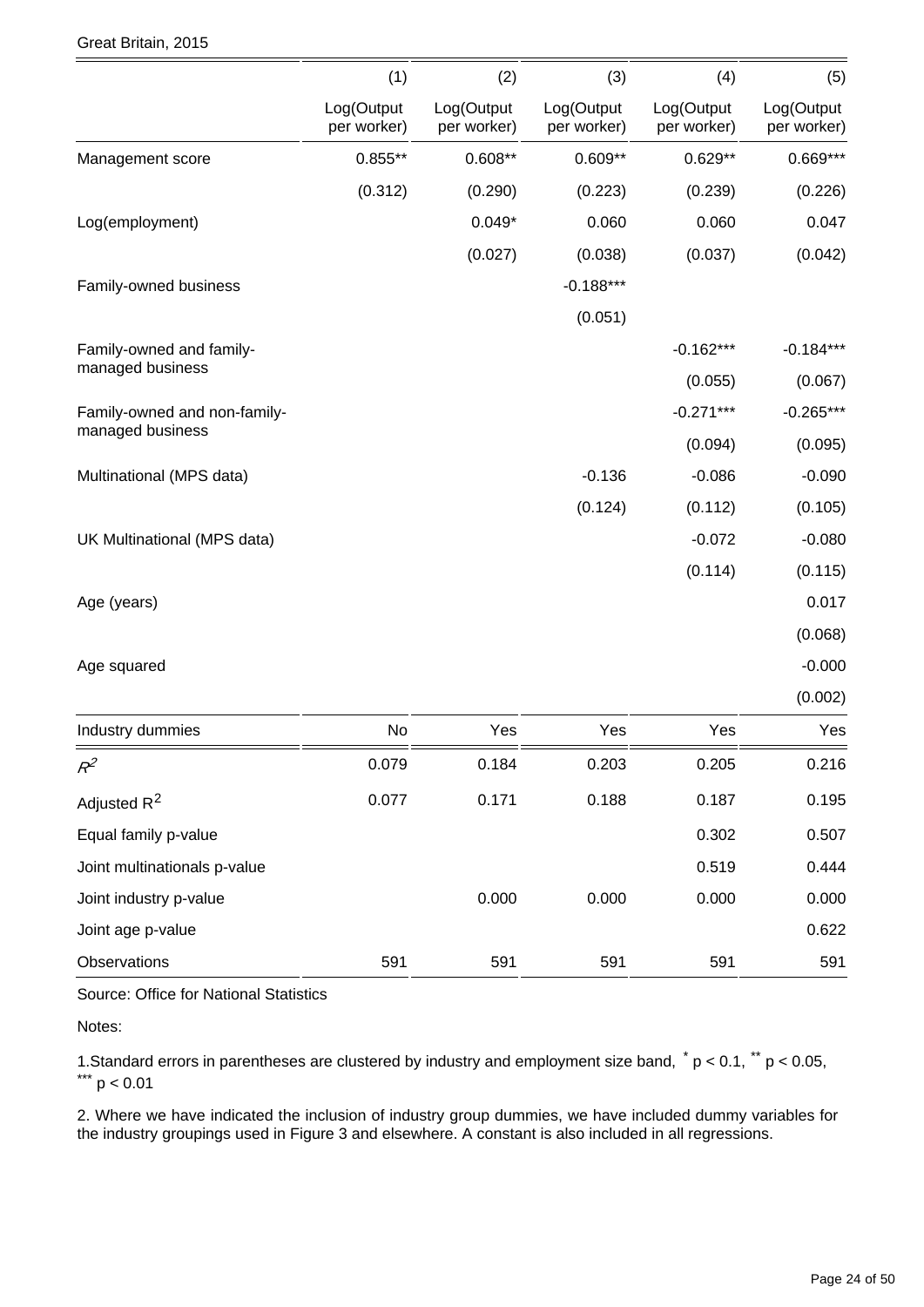Great Britain, 2015

| | (1) | (2) | (3) | (4) | (5) |
|---|---|---|---|---|---|
| | Log(Output per worker) | Log(Output per worker) | Log(Output per worker) | Log(Output per worker) | Log(Output per worker) |
| Management score | 0.855** | 0.608** | 0.609** | 0.629** | 0.669*** |
| | (0.312) | (0.290) | (0.223) | (0.239) | (0.226) |
| Log(employment) | | 0.049* | 0.060 | 0.060 | 0.047 |
| | | (0.027) | (0.038) | (0.037) | (0.042) |
| Family-owned business | | | -0.188*** | | |
| | | | (0.051) | | |
| Family-owned and family-managed business | | | | -0.162*** | -0.184*** |
| | | | | (0.055) | (0.067) |
| Family-owned and non-family-managed business | | | | -0.271*** | -0.265*** |
| | | | | (0.094) | (0.095) |
| Multinational (MPS data) | | | -0.136 | -0.086 | -0.090 |
| | | | (0.124) | (0.112) | (0.105) |
| UK Multinational (MPS data) | | | | -0.072 | -0.080 |
| | | | | (0.114) | (0.115) |
| Age (years) | | | | | 0.017 |
| | | | | | (0.068) |
| Age squared | | | | | -0.000 |
| | | | | | (0.002) |
| Industry dummies | No | Yes | Yes | Yes | Yes |
| $R^2$ | 0.079 | 0.184 | 0.203 | 0.205 | 0.216 |
| Adjusted $R^2$ | 0.077 | 0.171 | 0.188 | 0.187 | 0.195 |
| Equal family p-value | | | | 0.302 | 0.507 |
| Joint multinationals p-value | | | | 0.519 | 0.444 |
| Joint industry p-value | | 0.000 | 0.000 | 0.000 | 0.000 |
| Joint age p-value | | | | | 0.622 |
| Observations | 591 | 591 | 591 | 591 | 591 |

Source: Office for National Statistics

Notes:

1.Standard errors in parentheses are clustered by industry and employment size band, * $p < 0.1$, ** $p < 0.05$, *** $p < 0.01$

2. Where we have indicated the inclusion of industry group dummies, we have included dummy variables for the industry groupings used in Figure 3 and elsewhere. A constant is also included in all regressions.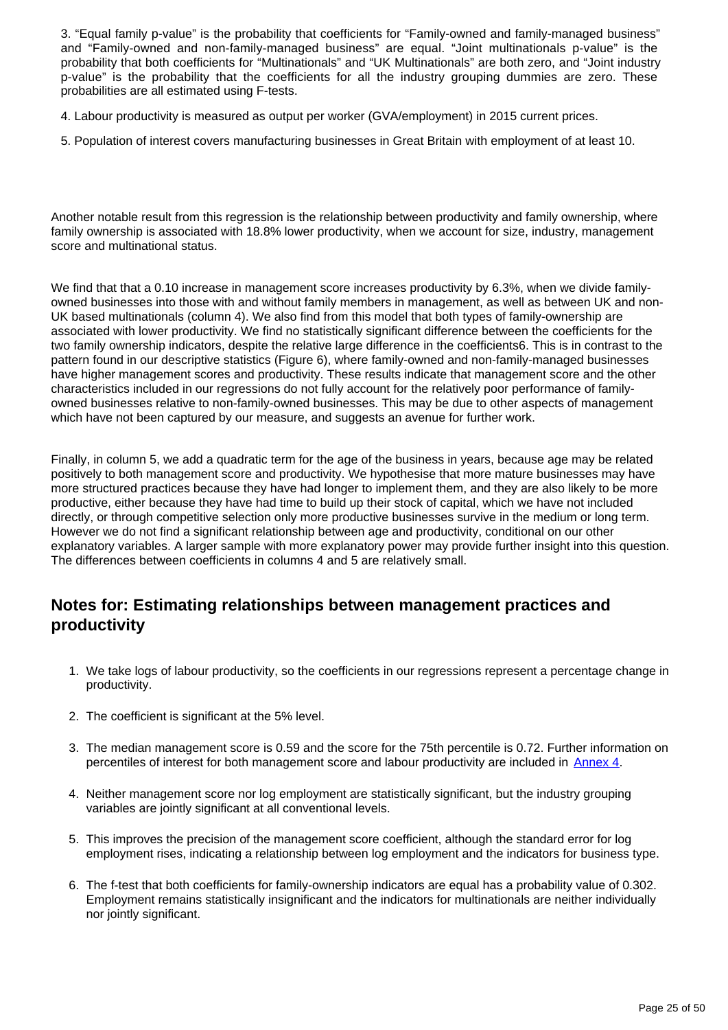3. “Equal family p-value” is the probability that coefficients for “Family-owned and family-managed business” and “Family-owned and non-family-managed business” are equal. “Joint multinationals p-value” is the probability that both coefficients for “Multinationals” and “UK Multinationals” are both zero, and “Joint industry p-value” is the probability that the coefficients for all the industry grouping dummies are zero. These probabilities are all estimated using F-tests.

4. Labour productivity is measured as output per worker (GVA/employment) in 2015 current prices.

5. Population of interest covers manufacturing businesses in Great Britain with employment of at least 10.

Another notable result from this regression is the relationship between productivity and family ownership, where family ownership is associated with 18.8% lower productivity, when we account for size, industry, management score and multinational status.

We find that that a 0.10 increase in management score increases productivity by 6.3%, when we divide family-owned businesses into those with and without family members in management, as well as between UK and non-UK based multinationals (column 4). We also find from this model that both types of family-ownership are associated with lower productivity. We find no statistically significant difference between the coefficients for the two family ownership indicators, despite the relative large difference in the coefficients6. This is in contrast to the pattern found in our descriptive statistics (Figure 6), where family-owned and non-family-managed businesses have higher management scores and productivity. These results indicate that management score and the other characteristics included in our regressions do not fully account for the relatively poor performance of family-owned businesses relative to non-family-owned businesses. This may be due to other aspects of management which have not been captured by our measure, and suggests an avenue for further work.

Finally, in column 5, we add a quadratic term for the age of the business in years, because age may be related positively to both management score and productivity. We hypothesise that more mature businesses may have more structured practices because they have had longer to implement them, and they are also likely to be more productive, either because they have had time to build up their stock of capital, which we have not included directly, or through competitive selection only more productive businesses survive in the medium or long term. However we do not find a significant relationship between age and productivity, conditional on our other explanatory variables. A larger sample with more explanatory power may provide further insight into this question. The differences between coefficients in columns 4 and 5 are relatively small.

## Notes for: Estimating relationships between management practices and productivity

1. We take logs of labour productivity, so the coefficients in our regressions represent a percentage change in productivity.
2. The coefficient is significant at the 5% level.
3. The median management score is 0.59 and the score for the 75th percentile is 0.72. Further information on percentiles of interest for both management score and labour productivity are included in Annex 4.
4. Neither management score nor log employment are statistically significant, but the industry grouping variables are jointly significant at all conventional levels.
5. This improves the precision of the management score coefficient, although the standard error for log employment rises, indicating a relationship between log employment and the indicators for business type.
6. The f-test that both coefficients for family-ownership indicators are equal has a probability value of 0.302. Employment remains statistically insignificant and the indicators for multinationals are neither individually nor jointly significant.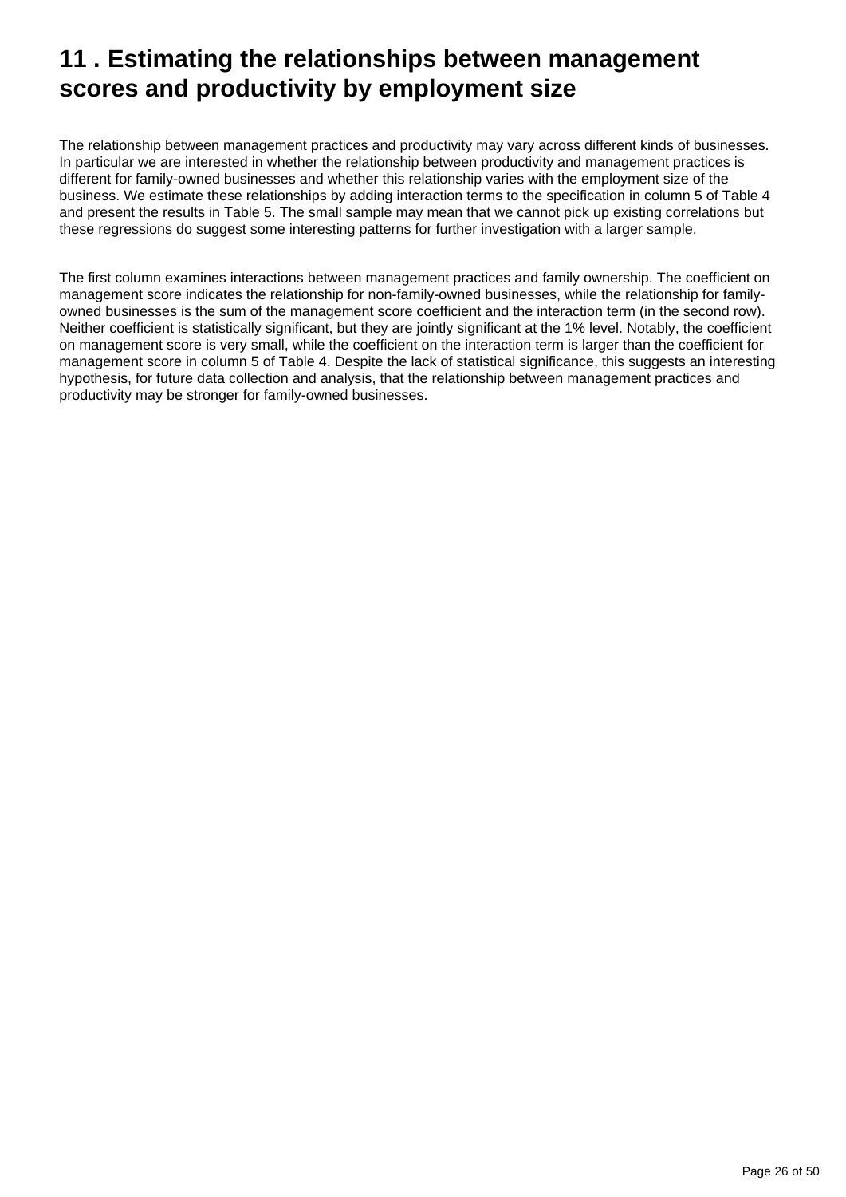# 11 . Estimating the relationships between management scores and productivity by employment size

The relationship between management practices and productivity may vary across different kinds of businesses. In particular we are interested in whether the relationship between productivity and management practices is different for family-owned businesses and whether this relationship varies with the employment size of the business. We estimate these relationships by adding interaction terms to the specification in column 5 of Table 4 and present the results in Table 5. The small sample may mean that we cannot pick up existing correlations but these regressions do suggest some interesting patterns for further investigation with a larger sample.

The first column examines interactions between management practices and family ownership. The coefficient on management score indicates the relationship for non-family-owned businesses, while the relationship for family-owned businesses is the sum of the management score coefficient and the interaction term (in the second row). Neither coefficient is statistically significant, but they are jointly significant at the 1% level. Notably, the coefficient on management score is very small, while the coefficient on the interaction term is larger than the coefficient for management score in column 5 of Table 4. Despite the lack of statistical significance, this suggests an interesting hypothesis, for future data collection and analysis, that the relationship between management practices and productivity may be stronger for family-owned businesses.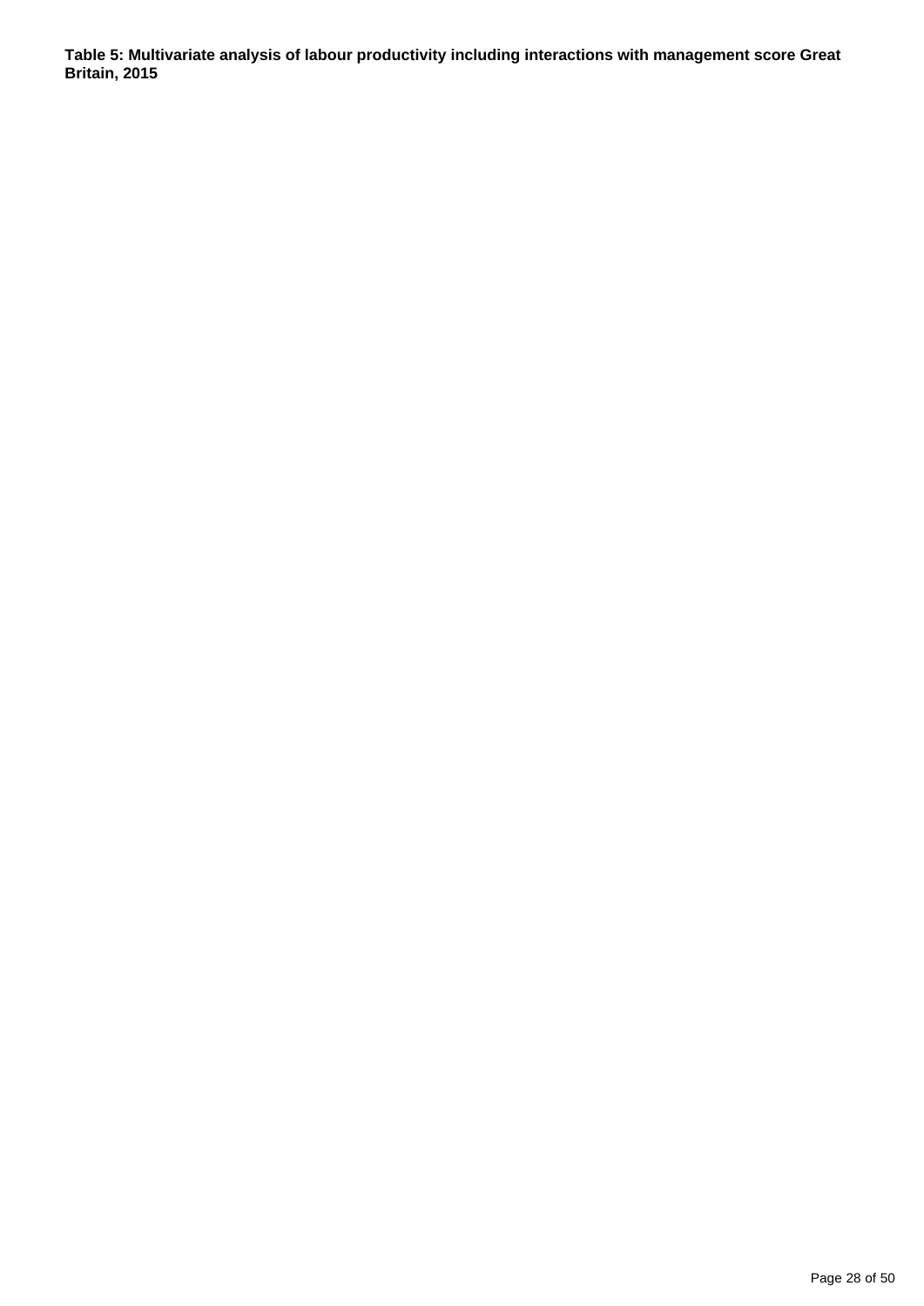**Table 5: Multivariate analysis of labour productivity including interactions with management score Great Britain, 2015**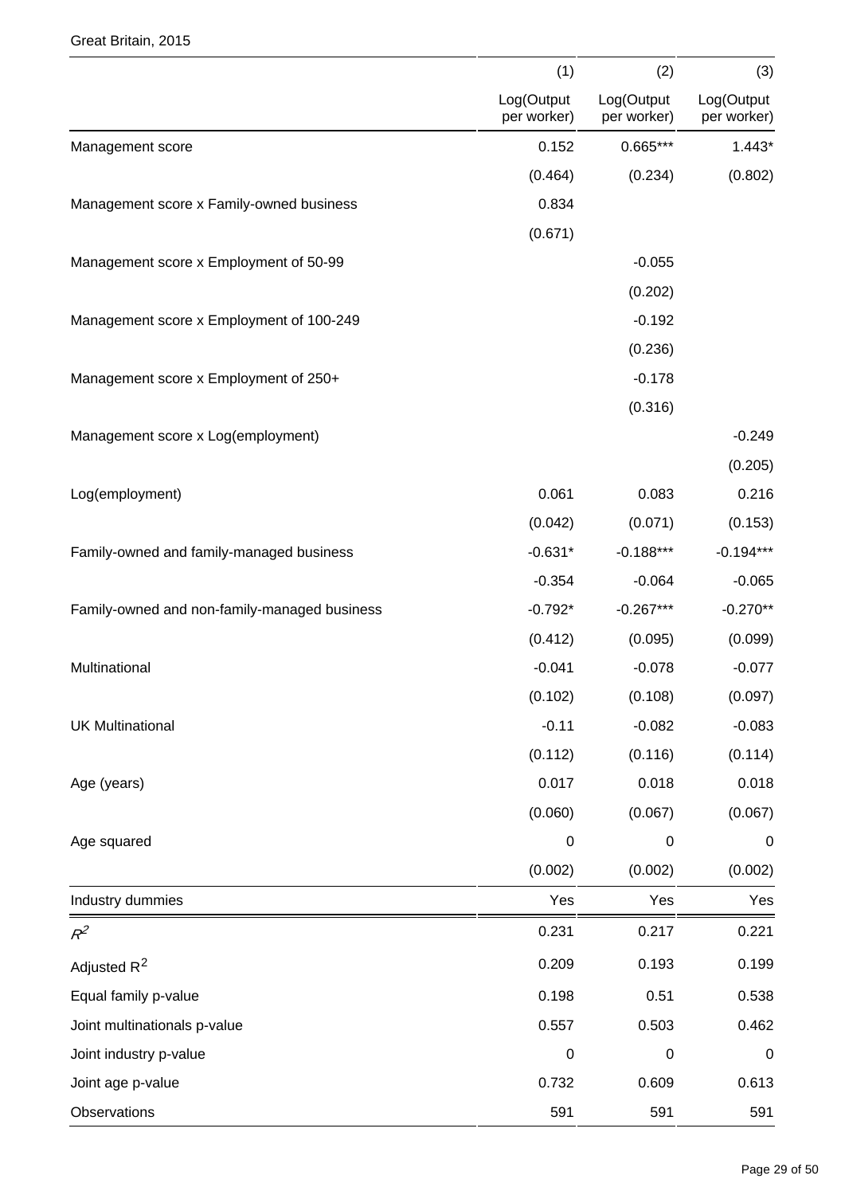Great Britain, 2015

| | (1) | (2) | (3) |
|---|---|---|---|
| | Log(Output per worker) | Log(Output per worker) | Log(Output per worker) |
| Management score | 0.152 | 0.665*** | 1.443* |
| | (0.464) | (0.234) | (0.802) |
| Management score x Family-owned business | 0.834 | | |
| | (0.671) | | |
| Management score x Employment of 50-99 | | -0.055 | |
| | | (0.202) | |
| Management score x Employment of 100-249 | | -0.192 | |
| | | (0.236) | |
| Management score x Employment of 250+ | | -0.178 | |
| | | (0.316) | |
| Management score x Log(employment) | | | -0.249 |
| | | | (0.205) |
| Log(employment) | 0.061 | 0.083 | 0.216 |
| | (0.042) | (0.071) | (0.153) |
| Family-owned and family-managed business | -0.631* | -0.188*** | -0.194*** |
| | -0.354 | -0.064 | -0.065 |
| Family-owned and non-family-managed business | -0.792* | -0.267*** | -0.270** |
| | (0.412) | (0.095) | (0.099) |
| Multinational | -0.041 | -0.078 | -0.077 |
| | (0.102) | (0.108) | (0.097) |
| UK Multinational | -0.11 | -0.082 | -0.083 |
| | (0.112) | (0.116) | (0.114) |
| Age (years) | 0.017 | 0.018 | 0.018 |
| | (0.060) | (0.067) | (0.067) |
| Age squared | 0 | 0 | 0 |
| | (0.002) | (0.002) | (0.002) |
| Industry dummies | Yes | Yes | Yes |
| $R^2$ | 0.231 | 0.217 | 0.221 |
| Adjusted $R^2$ | 0.209 | 0.193 | 0.199 |
| Equal family p-value | 0.198 | 0.51 | 0.538 |
| Joint multinationals p-value | 0.557 | 0.503 | 0.462 |
| Joint industry p-value | 0 | 0 | 0 |
| Joint age p-value | 0.732 | 0.609 | 0.613 |
| Observations | 591 | 591 | 591 |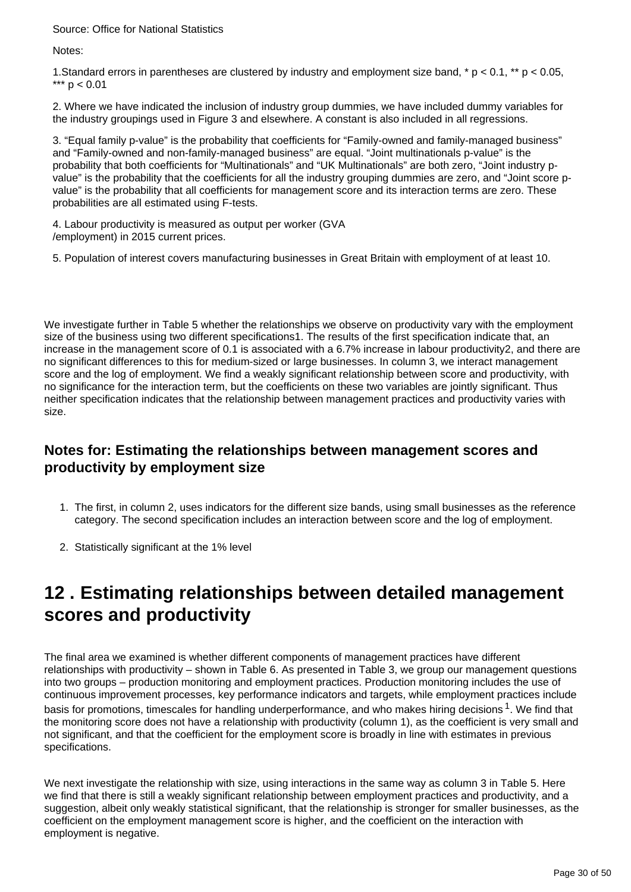Source: Office for National Statistics

Notes:

1.Standard errors in parentheses are clustered by industry and employment size band, * p < 0.1, ** p < 0.05, *** p < 0.01

2. Where we have indicated the inclusion of industry group dummies, we have included dummy variables for the industry groupings used in Figure 3 and elsewhere. A constant is also included in all regressions.

3. “Equal family p-value” is the probability that coefficients for “Family-owned and family-managed business” and “Family-owned and non-family-managed business” are equal. “Joint multinationals p-value” is the probability that both coefficients for “Multinationals” and “UK Multinationals” are both zero, “Joint industry p-value” is the probability that the coefficients for all the industry grouping dummies are zero, and “Joint score p-value” is the probability that all coefficients for management score and its interaction terms are zero. These probabilities are all estimated using F-tests.

4. Labour productivity is measured as output per worker (GVA /employment) in 2015 current prices.

5. Population of interest covers manufacturing businesses in Great Britain with employment of at least 10.

We investigate further in Table 5 whether the relationships we observe on productivity vary with the employment size of the business using two different specifications[1]. The results of the first specification indicate that, an increase in the management score of 0.1 is associated with a 6.7% increase in labour productivity[2], and there are no significant differences to this for medium-sized or large businesses. In column 3, we interact management score and the log of employment. We find a weakly significant relationship between score and productivity, with no significance for the interaction term, but the coefficients on these two variables are jointly significant. Thus neither specification indicates that the relationship between management practices and productivity varies with size.

### Notes for: Estimating the relationships between management scores and productivity by employment size

1. The first, in column 2, uses indicators for the different size bands, using small businesses as the reference category. The second specification includes an interaction between score and the log of employment.
2. Statistically significant at the 1% level

## 12 . Estimating relationships between detailed management scores and productivity

The final area we examined is whether different components of management practices have different relationships with productivity – shown in Table 6. As presented in Table 3, we group our management questions into two groups – production monitoring and employment practices. Production monitoring includes the use of continuous improvement processes, key performance indicators and targets, while employment practices include basis for promotions, timescales for handling underperformance, and who makes hiring decisions[1]. We find that the monitoring score does not have a relationship with productivity (column 1), as the coefficient is very small and not significant, and that the coefficient for the employment score is broadly in line with estimates in previous specifications.

We next investigate the relationship with size, using interactions in the same way as column 3 in Table 5. Here we find that there is still a weakly significant relationship between employment practices and productivity, and a suggestion, albeit only weakly statistical significant, that the relationship is stronger for smaller businesses, as the coefficient on the employment management score is higher, and the coefficient on the interaction with employment is negative.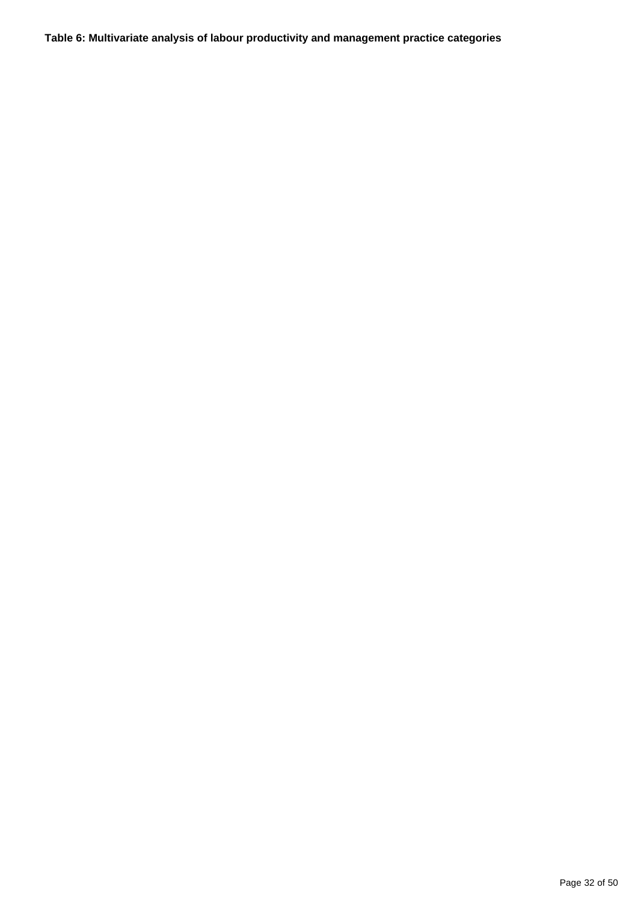**Table 6: Multivariate analysis of labour productivity and management practice categories**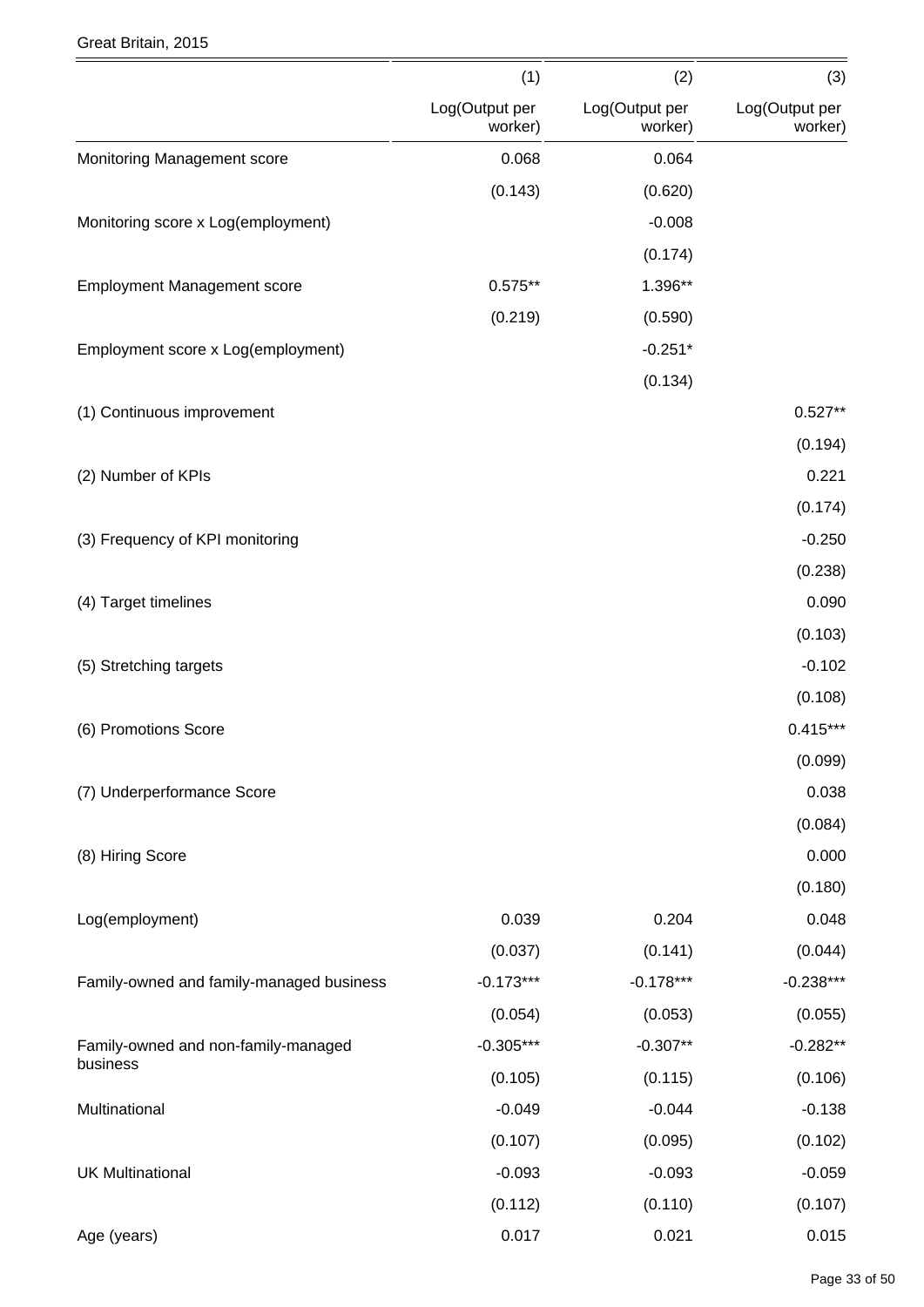Great Britain, 2015

| | (1) | (2) | (3) |
|---|---|---|---|
| | Log(Output per worker) | Log(Output per worker) | Log(Output per worker) |
| Monitoring Management score | 0.068 | 0.064 | |
| | (0.143) | (0.620) | |
| Monitoring score x Log(employment) | | -0.008 | |
| | | (0.174) | |
| Employment Management score | 0.575** | 1.396** | |
| | (0.219) | (0.590) | |
| Employment score x Log(employment) | | -0.251* | |
| | | (0.134) | |
| (1) Continuous improvement | | | 0.527** |
| | | | (0.194) |
| (2) Number of KPIs | | | 0.221 |
| | | | (0.174) |
| (3) Frequency of KPI monitoring | | | -0.250 |
| | | | (0.238) |
| (4) Target timelines | | | 0.090 |
| | | | (0.103) |
| (5) Stretching targets | | | -0.102 |
| | | | (0.108) |
| (6) Promotions Score | | | 0.415*** |
| | | | (0.099) |
| (7) Underperformance Score | | | 0.038 |
| | | | (0.084) |
| (8) Hiring Score | | | 0.000 |
| | | | (0.180) |
| Log(employment) | 0.039 | 0.204 | 0.048 |
| | (0.037) | (0.141) | (0.044) |
| Family-owned and family-managed business | -0.173*** | -0.178*** | -0.238*** |
| | (0.054) | (0.053) | (0.055) |
| Family-owned and non-family-managed business | -0.305*** | -0.307** | -0.282** |
| | (0.105) | (0.115) | (0.106) |
| Multinational | -0.049 | -0.044 | -0.138 |
| | (0.107) | (0.095) | (0.102) |
| UK Multinational | -0.093 | -0.093 | -0.059 |
| | (0.112) | (0.110) | (0.107) |
| Age (years) | 0.017 | 0.021 | 0.015 |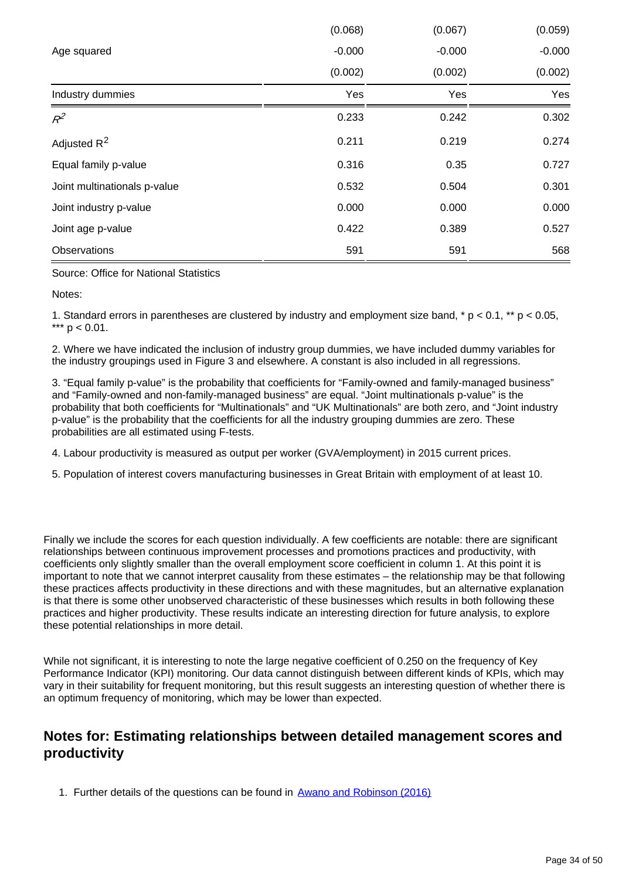| | | | |
|---|---|---|---|
| | (0.068) | (0.067) | (0.059) |
| Age squared | -0.000 | -0.000 | -0.000 |
| | (0.002) | (0.002) | (0.002) |
| Industry dummies | Yes | Yes | Yes |
| $R^2$ | 0.233 | 0.242 | 0.302 |
| Adjusted $R^2$ | 0.211 | 0.219 | 0.274 |
| Equal family p-value | 0.316 | 0.35 | 0.727 |
| Joint multinationals p-value | 0.532 | 0.504 | 0.301 |
| Joint industry p-value | 0.000 | 0.000 | 0.000 |
| Joint age p-value | 0.422 | 0.389 | 0.527 |
| Observations | 591 | 591 | 568 |

Source: Office for National Statistics

Notes:

1. Standard errors in parentheses are clustered by industry and employment size band, * $p < 0.1$, ** $p < 0.05$, *** $p < 0.01$.

2. Where we have indicated the inclusion of industry group dummies, we have included dummy variables for the industry groupings used in Figure 3 and elsewhere. A constant is also included in all regressions.

3. "Equal family p-value" is the probability that coefficients for "Family-owned and family-managed business" and "Family-owned and non-family-managed business" are equal. "Joint multinationals p-value" is the probability that both coefficients for "Multinationals" and "UK Multinationals" are both zero, and "Joint industry p-value" is the probability that the coefficients for all the industry grouping dummies are zero. These probabilities are all estimated using F-tests.

4. Labour productivity is measured as output per worker (GVA/employment) in 2015 current prices.

5. Population of interest covers manufacturing businesses in Great Britain with employment of at least 10.

Finally we include the scores for each question individually. A few coefficients are notable: there are significant relationships between continuous improvement processes and promotions practices and productivity, with coefficients only slightly smaller than the overall employment score coefficient in column 1. At this point it is important to note that we cannot interpret causality from these estimates – the relationship may be that following these practices affects productivity in these directions and with these magnitudes, but an alternative explanation is that there is some other unobserved characteristic of these businesses which results in both following these practices and higher productivity. These results indicate an interesting direction for future analysis, to explore these potential relationships in more detail.

While not significant, it is interesting to note the large negative coefficient of 0.250 on the frequency of Key Performance Indicator (KPI) monitoring. Our data cannot distinguish between different kinds of KPIs, which may vary in their suitability for frequent monitoring, but this result suggests an interesting question of whether there is an optimum frequency of monitoring, which may be lower than expected.

## Notes for: Estimating relationships between detailed management scores and productivity

1. Further details of the questions can be found in Awano and Robinson (2016)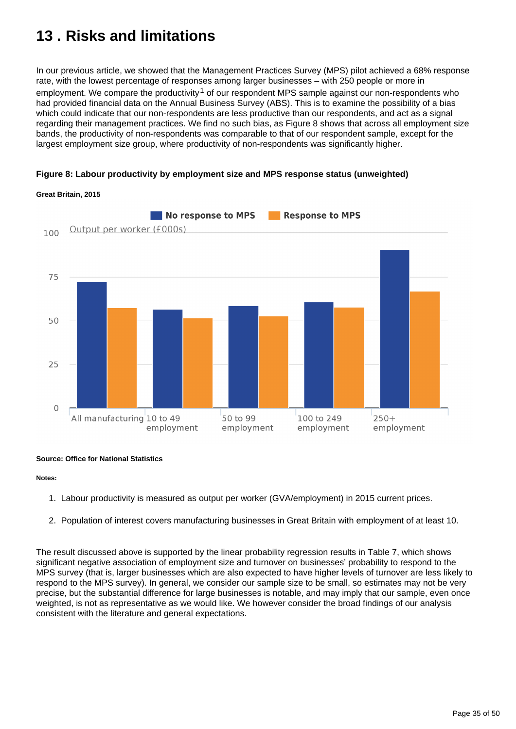# 13 . Risks and limitations

In our previous article, we showed that the Management Practices Survey (MPS) pilot achieved a 68% response rate, with the lowest percentage of responses among larger businesses – with 250 people or more in employment. We compare the productivity[1] of our respondent MPS sample against our non-respondents who had provided financial data on the Annual Business Survey (ABS). This is to examine the possibility of a bias which could indicate that our non-respondents are less productive than our respondents, and act as a signal regarding their management practices. We find no such bias, as Figure 8 shows that across all employment size bands, the productivity of non-respondents was comparable to that of our respondent sample, except for the largest employment size group, where productivity of non-respondents was significantly higher.

**Figure 8: Labour productivity by employment size and MPS response status (unweighted)**

**Great Britain, 2015**

**Source: Office for National Statistics**

**Notes:**

1. Labour productivity is measured as output per worker (GVA/employment) in 2015 current prices.
2. Population of interest covers manufacturing businesses in Great Britain with employment of at least 10.

The result discussed above is supported by the linear probability regression results in Table 7, which shows significant negative association of employment size and turnover on businesses' probability to respond to the MPS survey (that is, larger businesses which are also expected to have higher levels of turnover are less likely to respond to the MPS survey). In general, we consider our sample size to be small, so estimates may not be very precise, but the substantial difference for large businesses is notable, and may imply that our sample, even once weighted, is not as representative as we would like. We however consider the broad findings of our analysis consistent with the literature and general expectations.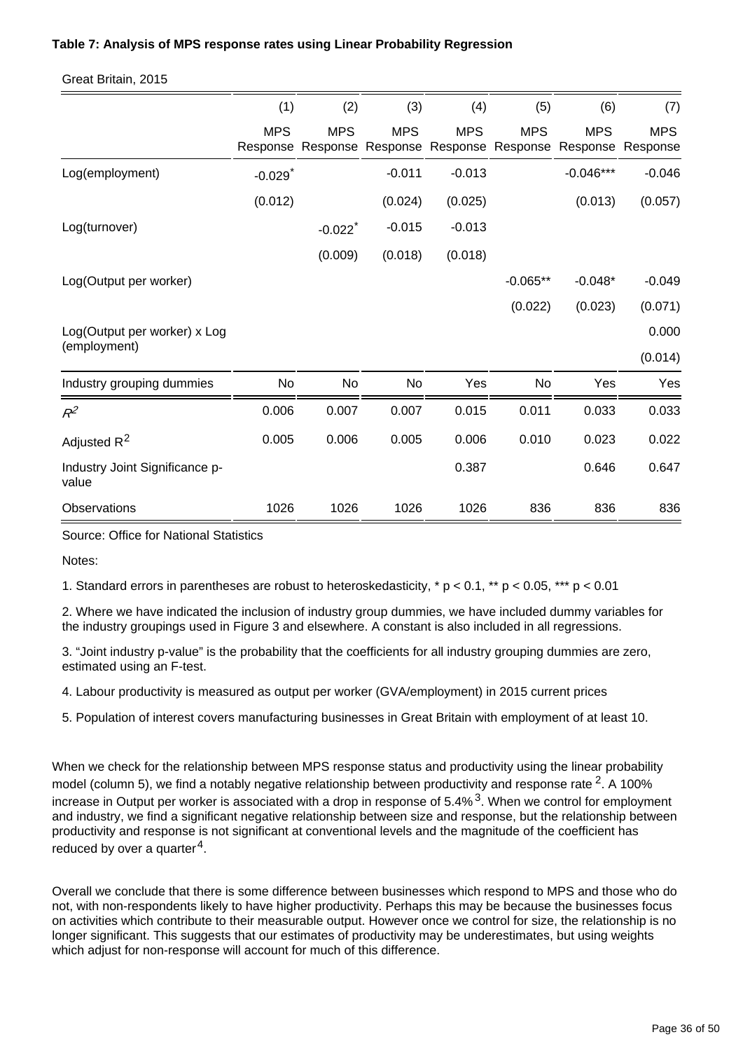**Table 7: Analysis of MPS response rates using Linear Probability Regression**

Great Britain, 2015

| | (1) | (2) | (3) | (4) | (5) | (6) | (7) |
|---|---|---|---|---|---|---|---|
| | MPS Response | MPS Response | MPS Response | MPS Response | MPS Response | MPS Response | MPS Response |
| Log(employment) | -0.029* | | -0.011 | -0.013 | | -0.046*** | -0.046 |
| | (0.012) | | (0.024) | (0.025) | | (0.013) | (0.057) |
| Log(turnover) | | -0.022* | -0.015 | -0.013 | | | |
| | | (0.009) | (0.018) | (0.018) | | | |
| Log(Output per worker) | | | | | -0.065** | -0.048* | -0.049 |
| | | | | | (0.022) | (0.023) | (0.071) |
| Log(Output per worker) x Log (employment) | | | | | | | 0.000 |
| | | | | | | | (0.014) |
| Industry grouping dummies | No | No | No | Yes | No | Yes | Yes |
| $R^2$ | 0.006 | 0.007 | 0.007 | 0.015 | 0.011 | 0.033 | 0.033 |
| Adjusted $R^2$ | 0.005 | 0.006 | 0.005 | 0.006 | 0.010 | 0.023 | 0.022 |
| Industry Joint Significance p-value | | | | 0.387 | | 0.646 | 0.647 |
| Observations | 1026 | 1026 | 1026 | 1026 | 836 | 836 | 836 |

Source: Office for National Statistics

Notes:

1. Standard errors in parentheses are robust to heteroskedasticity, * $p < 0.1$, ** $p < 0.05$, *** $p < 0.01$

2. Where we have indicated the inclusion of industry group dummies, we have included dummy variables for the industry groupings used in Figure 3 and elsewhere. A constant is also included in all regressions.

3. "Joint industry p-value" is the probability that the coefficients for all industry grouping dummies are zero, estimated using an F-test.

4. Labour productivity is measured as output per worker (GVA/employment) in 2015 current prices

5. Population of interest covers manufacturing businesses in Great Britain with employment of at least 10.

When we check for the relationship between MPS response status and productivity using the linear probability model (column 5), we find a notably negative relationship between productivity and response rate [2]. A 100% increase in Output per worker is associated with a drop in response of 5.4% [3]. When we control for employment and industry, we find a significant negative relationship between size and response, but the relationship between productivity and response is not significant at conventional levels and the magnitude of the coefficient has reduced by over a quarter [4].

Overall we conclude that there is some difference between businesses which respond to MPS and those who do not, with non-respondents likely to have higher productivity. Perhaps this may be because the businesses focus on activities which contribute to their measurable output. However once we control for size, the relationship is no longer significant. This suggests that our estimates of productivity may be underestimates, but using weights which adjust for non-response will account for much of this difference.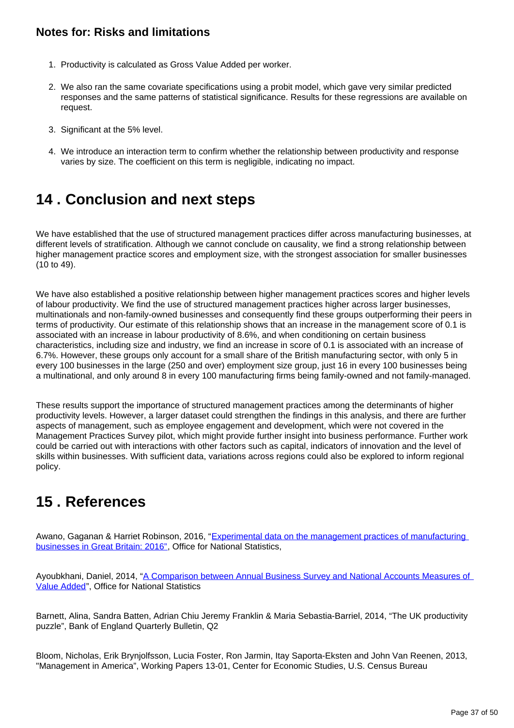### Notes for: Risks and limitations

1. Productivity is calculated as Gross Value Added per worker.

2. We also ran the same covariate specifications using a probit model, which gave very similar predicted responses and the same patterns of statistical significance. Results for these regressions are available on request.

3. Significant at the 5% level.

4. We introduce an interaction term to confirm whether the relationship between productivity and response varies by size. The coefficient on this term is negligible, indicating no impact.

## 14 . Conclusion and next steps

We have established that the use of structured management practices differ across manufacturing businesses, at different levels of stratification. Although we cannot conclude on causality, we find a strong relationship between higher management practice scores and employment size, with the strongest association for smaller businesses (10 to 49).

We have also established a positive relationship between higher management practices scores and higher levels of labour productivity. We find the use of structured management practices higher across larger businesses, multinationals and non-family-owned businesses and consequently find these groups outperforming their peers in terms of productivity. Our estimate of this relationship shows that an increase in the management score of 0.1 is associated with an increase in labour productivity of 8.6%, and when conditioning on certain business characteristics, including size and industry, we find an increase in score of 0.1 is associated with an increase of 6.7%. However, these groups only account for a small share of the British manufacturing sector, with only 5 in every 100 businesses in the large (250 and over) employment size group, just 16 in every 100 businesses being a multinational, and only around 8 in every 100 manufacturing firms being family-owned and not family-managed.

These results support the importance of structured management practices among the determinants of higher productivity levels. However, a larger dataset could strengthen the findings in this analysis, and there are further aspects of management, such as employee engagement and development, which were not covered in the Management Practices Survey pilot, which might provide further insight into business performance. Further work could be carried out with interactions with other factors such as capital, indicators of innovation and the level of skills within businesses. With sufficient data, variations across regions could also be explored to inform regional policy.

## 15 . References

Awano, Gaganan & Harriet Robinson, 2016, "Experimental data on the management practices of manufacturing businesses in Great Britain: 2016", Office for National Statistics,

Ayoubkhani, Daniel, 2014, "A Comparison between Annual Business Survey and National Accounts Measures of Value Added", Office for National Statistics

Barnett, Alina, Sandra Batten, Adrian Chiu Jeremy Franklin & Maria Sebastia-Barriel, 2014, "The UK productivity puzzle", Bank of England Quarterly Bulletin, Q2

Bloom, Nicholas, Erik Brynjolfsson, Lucia Foster, Ron Jarmin, Itay Saporta-Eksten and John Van Reenen, 2013, "Management in America", Working Papers 13-01, Center for Economic Studies, U.S. Census Bureau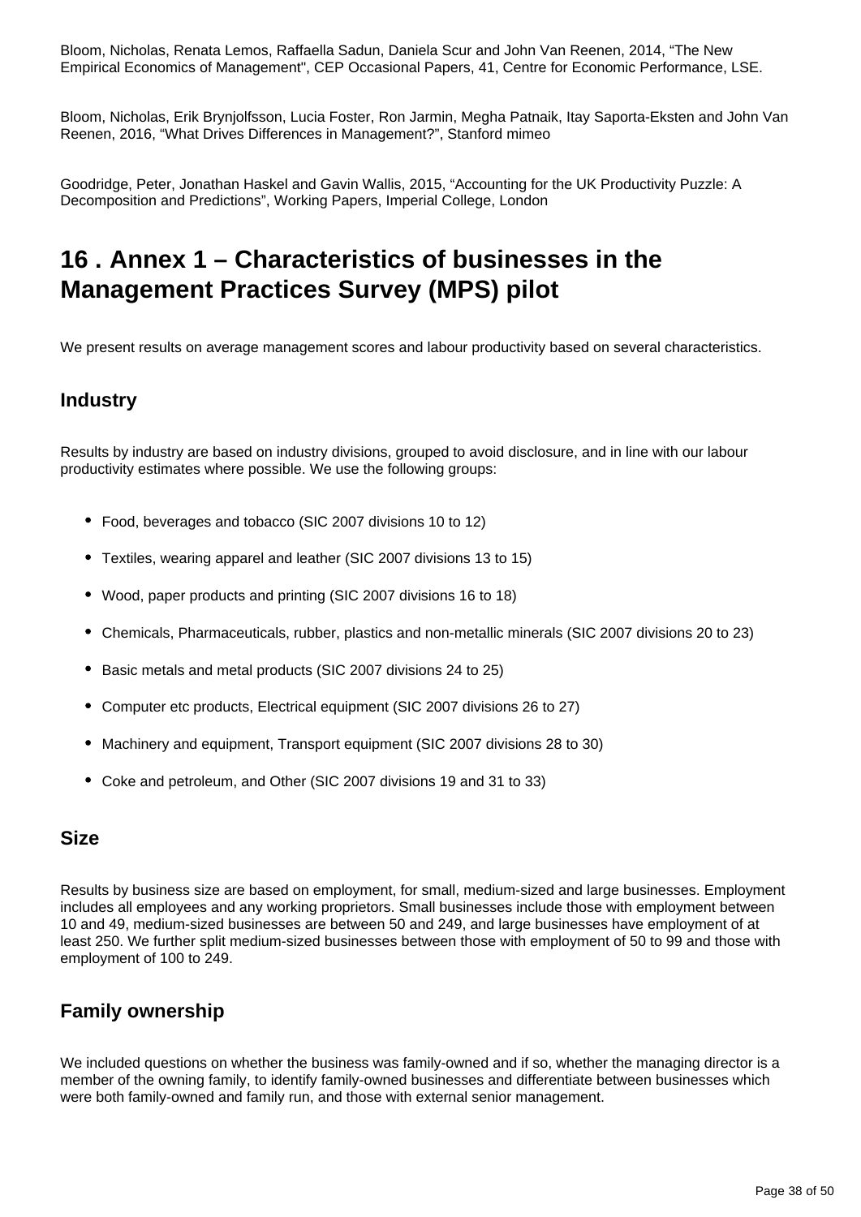Bloom, Nicholas, Renata Lemos, Raffaella Sadun, Daniela Scur and John Van Reenen, 2014, "The New Empirical Economics of Management", CEP Occasional Papers, 41, Centre for Economic Performance, LSE.

Bloom, Nicholas, Erik Brynjolfsson, Lucia Foster, Ron Jarmin, Megha Patnaik, Itay Saporta-Eksten and John Van Reenen, 2016, "What Drives Differences in Management?", Stanford mimeo

Goodridge, Peter, Jonathan Haskel and Gavin Wallis, 2015, "Accounting for the UK Productivity Puzzle: A Decomposition and Predictions", Working Papers, Imperial College, London

## 16 . Annex 1 – Characteristics of businesses in the Management Practices Survey (MPS) pilot

We present results on average management scores and labour productivity based on several characteristics.

### Industry

Results by industry are based on industry divisions, grouped to avoid disclosure, and in line with our labour productivity estimates where possible. We use the following groups:

- Food, beverages and tobacco (SIC 2007 divisions 10 to 12)
- Textiles, wearing apparel and leather (SIC 2007 divisions 13 to 15)
- Wood, paper products and printing (SIC 2007 divisions 16 to 18)
- Chemicals, Pharmaceuticals, rubber, plastics and non-metallic minerals (SIC 2007 divisions 20 to 23)
- Basic metals and metal products (SIC 2007 divisions 24 to 25)
- Computer etc products, Electrical equipment (SIC 2007 divisions 26 to 27)
- Machinery and equipment, Transport equipment (SIC 2007 divisions 28 to 30)
- Coke and petroleum, and Other (SIC 2007 divisions 19 and 31 to 33)

### Size

Results by business size are based on employment, for small, medium-sized and large businesses. Employment includes all employees and any working proprietors. Small businesses include those with employment between 10 and 49, medium-sized businesses are between 50 and 249, and large businesses have employment of at least 250. We further split medium-sized businesses between those with employment of 50 to 99 and those with employment of 100 to 249.

### Family ownership

We included questions on whether the business was family-owned and if so, whether the managing director is a member of the owning family, to identify family-owned businesses and differentiate between businesses which were both family-owned and family run, and those with external senior management.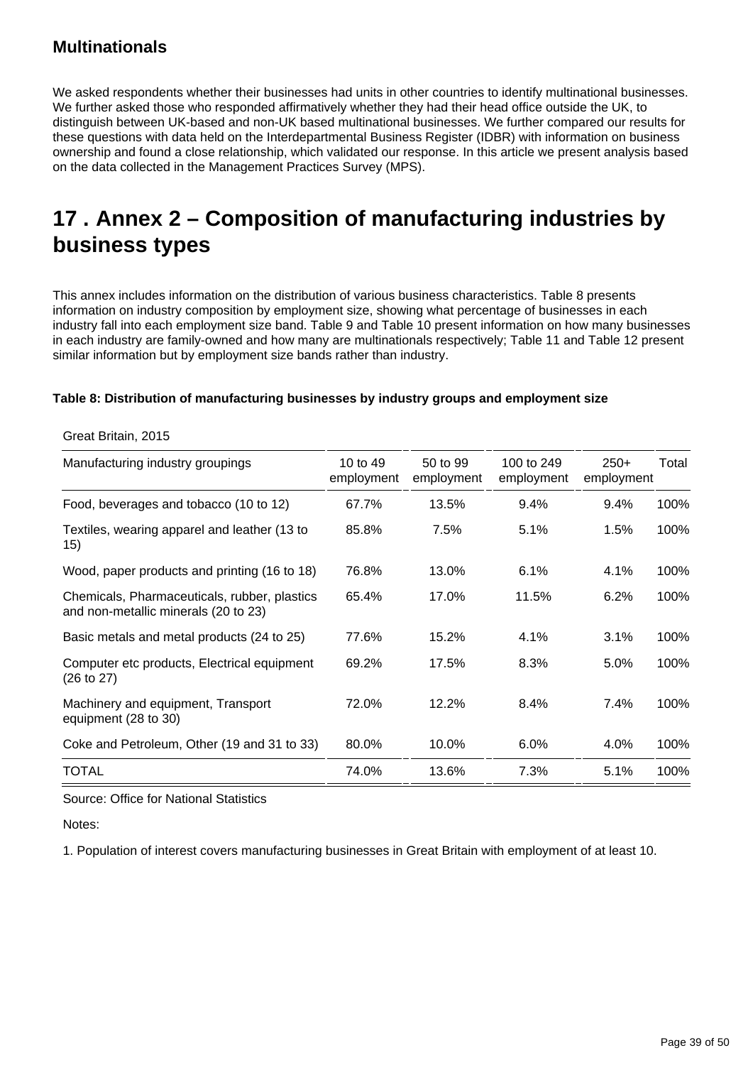### Multinationals

We asked respondents whether their businesses had units in other countries to identify multinational businesses. We further asked those who responded affirmatively whether they had their head office outside the UK, to distinguish between UK-based and non-UK based multinational businesses. We further compared our results for these questions with data held on the Interdepartmental Business Register (IDBR) with information on business ownership and found a close relationship, which validated our response. In this article we present analysis based on the data collected in the Management Practices Survey (MPS).

## 17 . Annex 2 – Composition of manufacturing industries by business types

This annex includes information on the distribution of various business characteristics. Table 8 presents information on industry composition by employment size, showing what percentage of businesses in each industry fall into each employment size band. Table 9 and Table 10 present information on how many businesses in each industry are family-owned and how many are multinationals respectively; Table 11 and Table 12 present similar information but by employment size bands rather than industry.

**Table 8: Distribution of manufacturing businesses by industry groups and employment size**

Great Britain, 2015

| Manufacturing industry groupings | 10 to 49 employment | 50 to 99 employment | 100 to 249 employment | 250+ employment | Total |
|---|---|---|---|---|---|
| Food, beverages and tobacco (10 to 12) | 67.7% | 13.5% | 9.4% | 9.4% | 100% |
| Textiles, wearing apparel and leather (13 to 15) | 85.8% | 7.5% | 5.1% | 1.5% | 100% |
| Wood, paper products and printing (16 to 18) | 76.8% | 13.0% | 6.1% | 4.1% | 100% |
| Chemicals, Pharmaceuticals, rubber, plastics and non-metallic minerals (20 to 23) | 65.4% | 17.0% | 11.5% | 6.2% | 100% |
| Basic metals and metal products (24 to 25) | 77.6% | 15.2% | 4.1% | 3.1% | 100% |
| Computer etc products, Electrical equipment (26 to 27) | 69.2% | 17.5% | 8.3% | 5.0% | 100% |
| Machinery and equipment, Transport equipment (28 to 30) | 72.0% | 12.2% | 8.4% | 7.4% | 100% |
| Coke and Petroleum, Other (19 and 31 to 33) | 80.0% | 10.0% | 6.0% | 4.0% | 100% |
| TOTAL | 74.0% | 13.6% | 7.3% | 5.1% | 100% |

Source: Office for National Statistics

Notes:

1. Population of interest covers manufacturing businesses in Great Britain with employment of at least 10.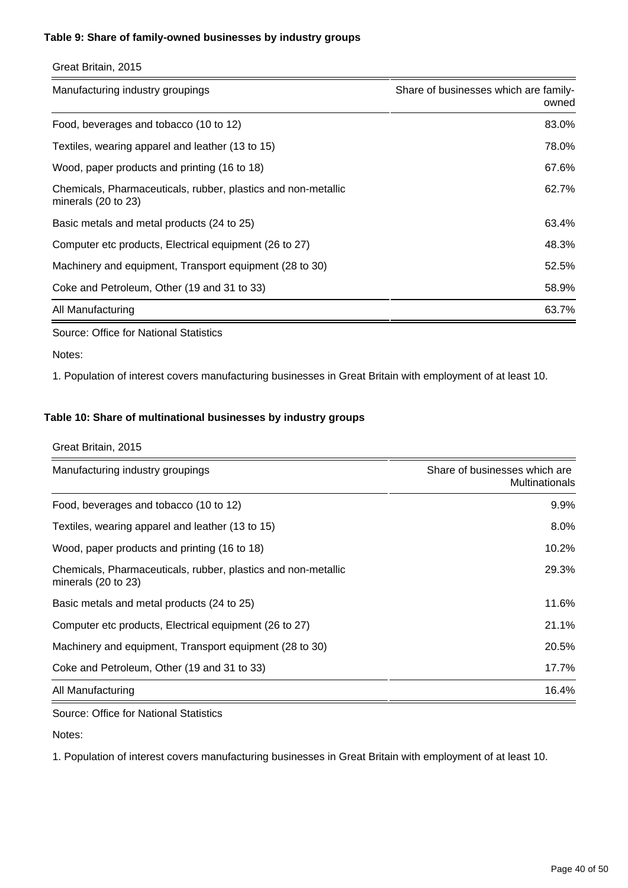**Table 9: Share of family-owned businesses by industry groups**

Great Britain, 2015

| Manufacturing industry groupings | Share of businesses which are family-owned |
|---|---|
| Food, beverages and tobacco (10 to 12) | 83.0% |
| Textiles, wearing apparel and leather (13 to 15) | 78.0% |
| Wood, paper products and printing (16 to 18) | 67.6% |
| Chemicals, Pharmaceuticals, rubber, plastics and non-metallic minerals (20 to 23) | 62.7% |
| Basic metals and metal products (24 to 25) | 63.4% |
| Computer etc products, Electrical equipment (26 to 27) | 48.3% |
| Machinery and equipment, Transport equipment (28 to 30) | 52.5% |
| Coke and Petroleum, Other (19 and 31 to 33) | 58.9% |
| All Manufacturing | 63.7% |

Source: Office for National Statistics

Notes:

1. Population of interest covers manufacturing businesses in Great Britain with employment of at least 10.

**Table 10: Share of multinational businesses by industry groups**

Great Britain, 2015

| Manufacturing industry groupings | Share of businesses which are Multinationals |
|---|---|
| Food, beverages and tobacco (10 to 12) | 9.9% |
| Textiles, wearing apparel and leather (13 to 15) | 8.0% |
| Wood, paper products and printing (16 to 18) | 10.2% |
| Chemicals, Pharmaceuticals, rubber, plastics and non-metallic minerals (20 to 23) | 29.3% |
| Basic metals and metal products (24 to 25) | 11.6% |
| Computer etc products, Electrical equipment (26 to 27) | 21.1% |
| Machinery and equipment, Transport equipment (28 to 30) | 20.5% |
| Coke and Petroleum, Other (19 and 31 to 33) | 17.7% |
| All Manufacturing | 16.4% |

Source: Office for National Statistics

Notes:

1. Population of interest covers manufacturing businesses in Great Britain with employment of at least 10.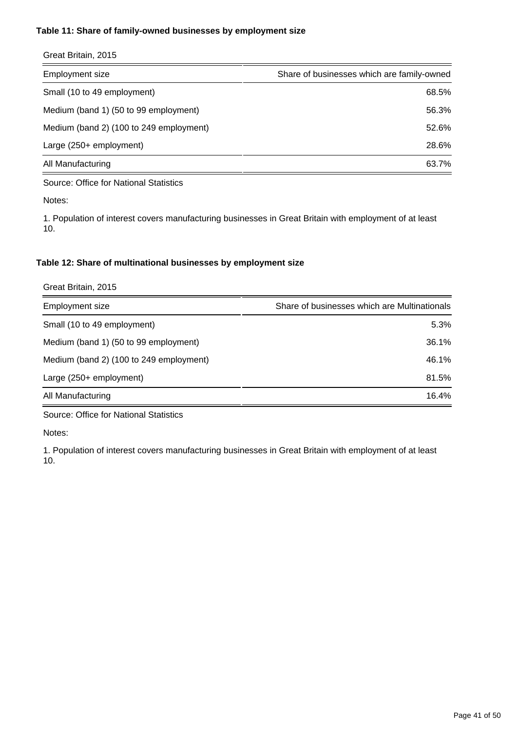**Table 11: Share of family-owned businesses by employment size**

Great Britain, 2015

| Employment size | Share of businesses which are family-owned |
|---|---|
| Small (10 to 49 employment) | 68.5% |
| Medium (band 1) (50 to 99 employment) | 56.3% |
| Medium (band 2) (100 to 249 employment) | 52.6% |
| Large (250+ employment) | 28.6% |
| All Manufacturing | 63.7% |

Source: Office for National Statistics

Notes:

1. Population of interest covers manufacturing businesses in Great Britain with employment of at least 10.

**Table 12: Share of multinational businesses by employment size**

Great Britain, 2015

| Employment size | Share of businesses which are Multinationals |
|---|---|
| Small (10 to 49 employment) | 5.3% |
| Medium (band 1) (50 to 99 employment) | 36.1% |
| Medium (band 2) (100 to 249 employment) | 46.1% |
| Large (250+ employment) | 81.5% |
| All Manufacturing | 16.4% |

Source: Office for National Statistics

Notes:

1. Population of interest covers manufacturing businesses in Great Britain with employment of at least 10.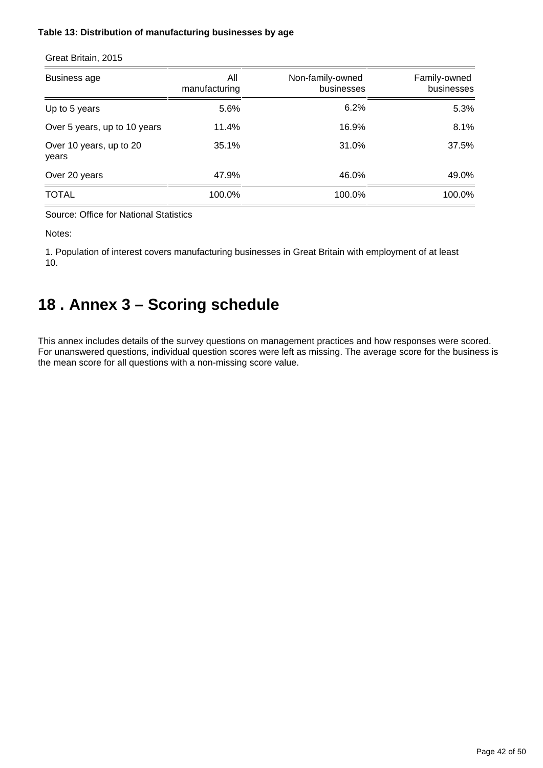**Table 13: Distribution of manufacturing businesses by age**

Great Britain, 2015

| Business age | All manufacturing | Non-family-owned businesses | Family-owned businesses |
|---|---|---|---|
| Up to 5 years | 5.6% | 6.2% | 5.3% |
| Over 5 years, up to 10 years | 11.4% | 16.9% | 8.1% |
| Over 10 years, up to 20 years | 35.1% | 31.0% | 37.5% |
| Over 20 years | 47.9% | 46.0% | 49.0% |
| TOTAL | 100.0% | 100.0% | 100.0% |

Source: Office for National Statistics

Notes:

1. Population of interest covers manufacturing businesses in Great Britain with employment of at least 10.

## 18 . Annex 3 – Scoring schedule

This annex includes details of the survey questions on management practices and how responses were scored. For unanswered questions, individual question scores were left as missing. The average score for the business is the mean score for all questions with a non-missing score value.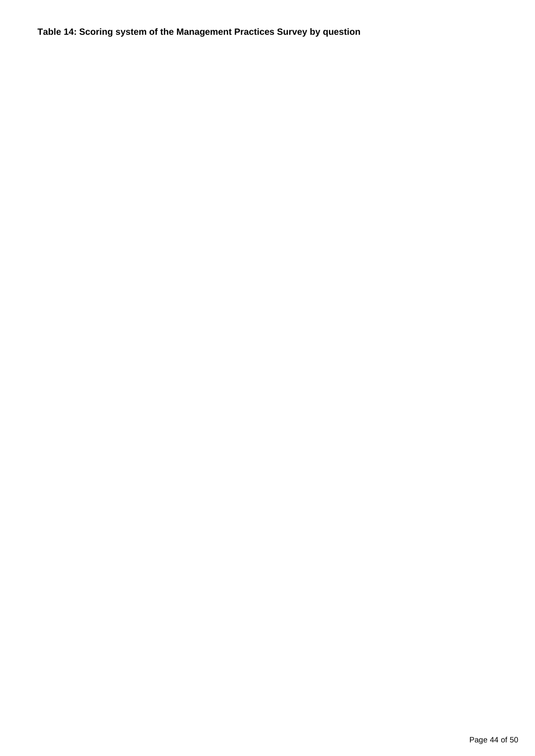**Table 14: Scoring system of the Management Practices Survey by question**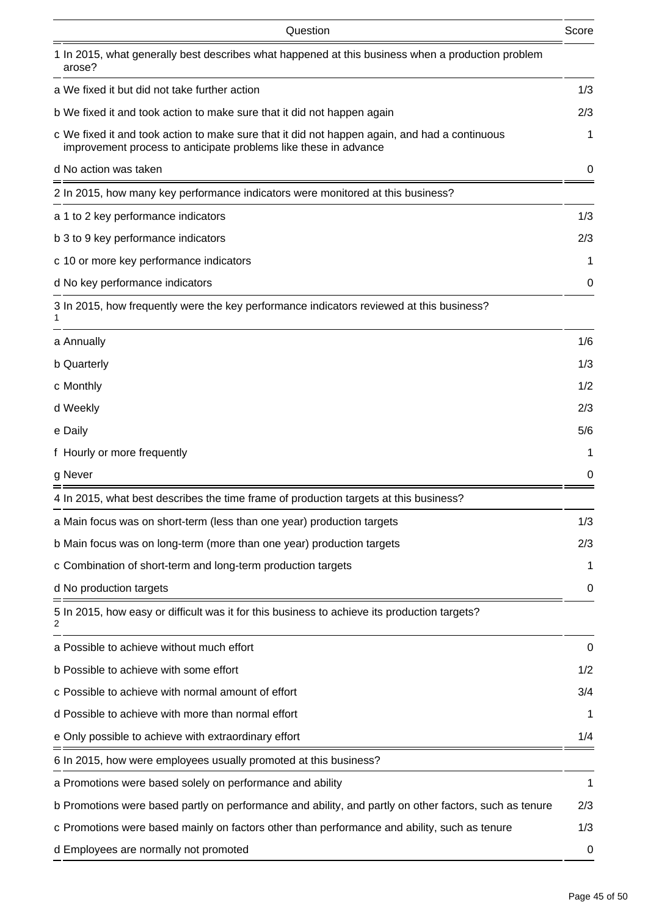| Question | Score |
|---|---|
| 1 In 2015, what generally best describes what happened at this business when a production problem arose? | |
| a We fixed it but did not take further action | 1/3 |
| b We fixed it and took action to make sure that it did not happen again | 2/3 |
| c We fixed it and took action to make sure that it did not happen again, and had a continuous improvement process to anticipate problems like these in advance | 1 |
| d No action was taken | 0 |
| 2 In 2015, how many key performance indicators were monitored at this business? | |
| a 1 to 2 key performance indicators | 1/3 |
| b 3 to 9 key performance indicators | 2/3 |
| c 10 or more key performance indicators | 1 |
| d No key performance indicators | 0 |
| 3 In 2015, how frequently were the key performance indicators reviewed at this business? [1] | |
| a Annually | 1/6 |
| b Quarterly | 1/3 |
| c Monthly | 1/2 |
| d Weekly | 2/3 |
| e Daily | 5/6 |
| f Hourly or more frequently | 1 |
| g Never | 0 |
| 4 In 2015, what best describes the time frame of production targets at this business? | |
| a Main focus was on short-term (less than one year) production targets | 1/3 |
| b Main focus was on long-term (more than one year) production targets | 2/3 |
| c Combination of short-term and long-term production targets | 1 |
| d No production targets | 0 |
| 5 In 2015, how easy or difficult was it for this business to achieve its production targets? [2] | |
| a Possible to achieve without much effort | 0 |
| b Possible to achieve with some effort | 1/2 |
| c Possible to achieve with normal amount of effort | 3/4 |
| d Possible to achieve with more than normal effort | 1 |
| e Only possible to achieve with extraordinary effort | 1/4 |
| 6 In 2015, how were employees usually promoted at this business? | |
| a Promotions were based solely on performance and ability | 1 |
| b Promotions were based partly on performance and ability, and partly on other factors, such as tenure | 2/3 |
| c Promotions were based mainly on factors other than performance and ability, such as tenure | 1/3 |
| d Employees are normally not promoted | 0 |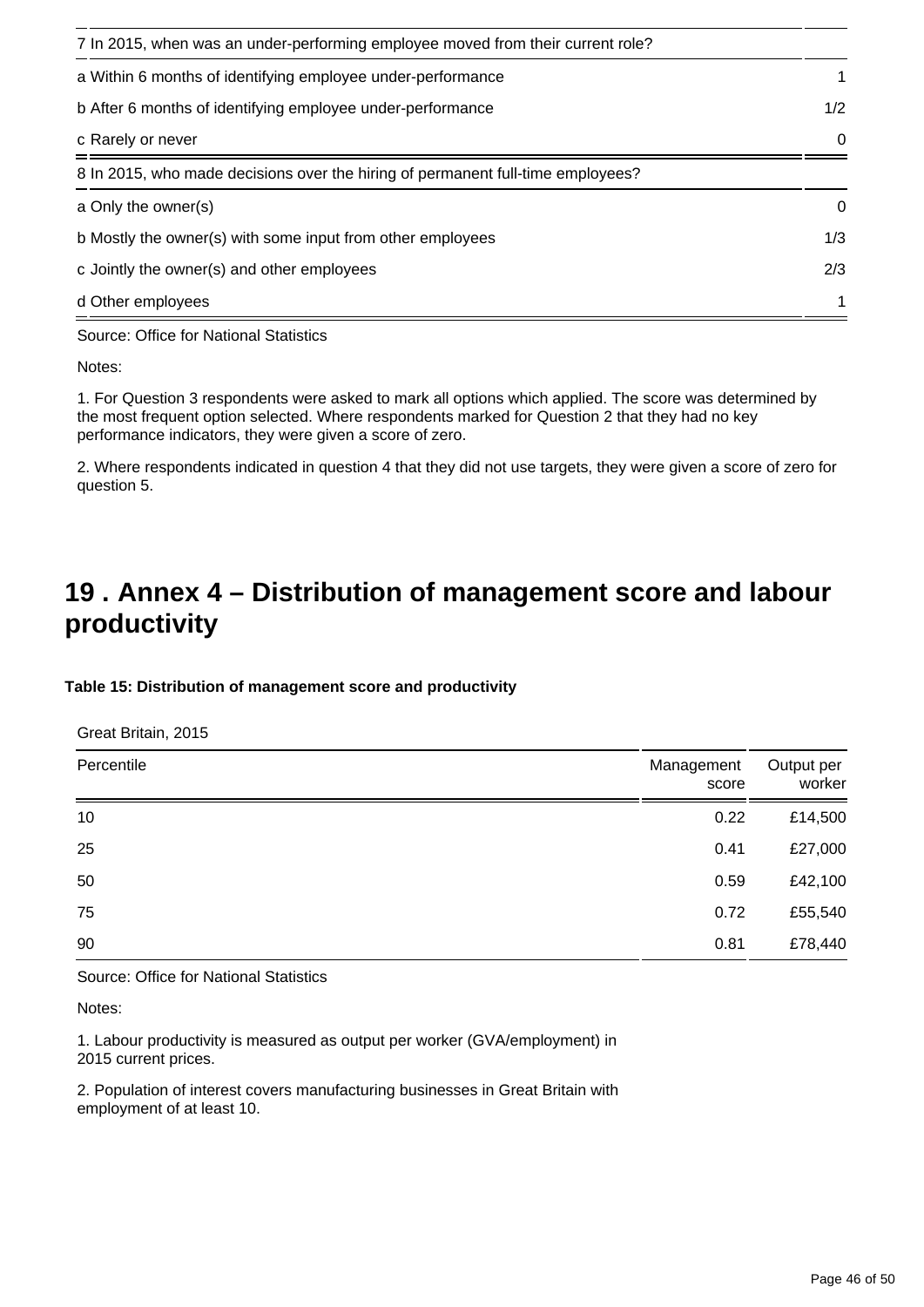| 7 In 2015, when was an under-performing employee moved from their current role? | |
|---|---|
| a Within 6 months of identifying employee under-performance | 1 |
| b After 6 months of identifying employee under-performance | 1/2 |
| c Rarely or never | 0 |

| 8 In 2015, who made decisions over the hiring of permanent full-time employees? | |
|---|---|
| a Only the owner(s) | 0 |
| b Mostly the owner(s) with some input from other employees | 1/3 |
| c Jointly the owner(s) and other employees | 2/3 |
| d Other employees | 1 |

Source: Office for National Statistics

Notes:

1. For Question 3 respondents were asked to mark all options which applied. The score was determined by the most frequent option selected. Where respondents marked for Question 2 that they had no key performance indicators, they were given a score of zero.

2. Where respondents indicated in question 4 that they did not use targets, they were given a score of zero for question 5.

# 19 . Annex 4 – Distribution of management score and labour productivity

**Table 15: Distribution of management score and productivity**

Great Britain, 2015

| Percentile | Management score | Output per worker |
|---|---|---|
| 10 | 0.22 | £14,500 |
| 25 | 0.41 | £27,000 |
| 50 | 0.59 | £42,100 |
| 75 | 0.72 | £55,540 |
| 90 | 0.81 | £78,440 |

Source: Office for National Statistics

Notes:

1. Labour productivity is measured as output per worker (GVA/employment) in 2015 current prices.

2. Population of interest covers manufacturing businesses in Great Britain with employment of at least 10.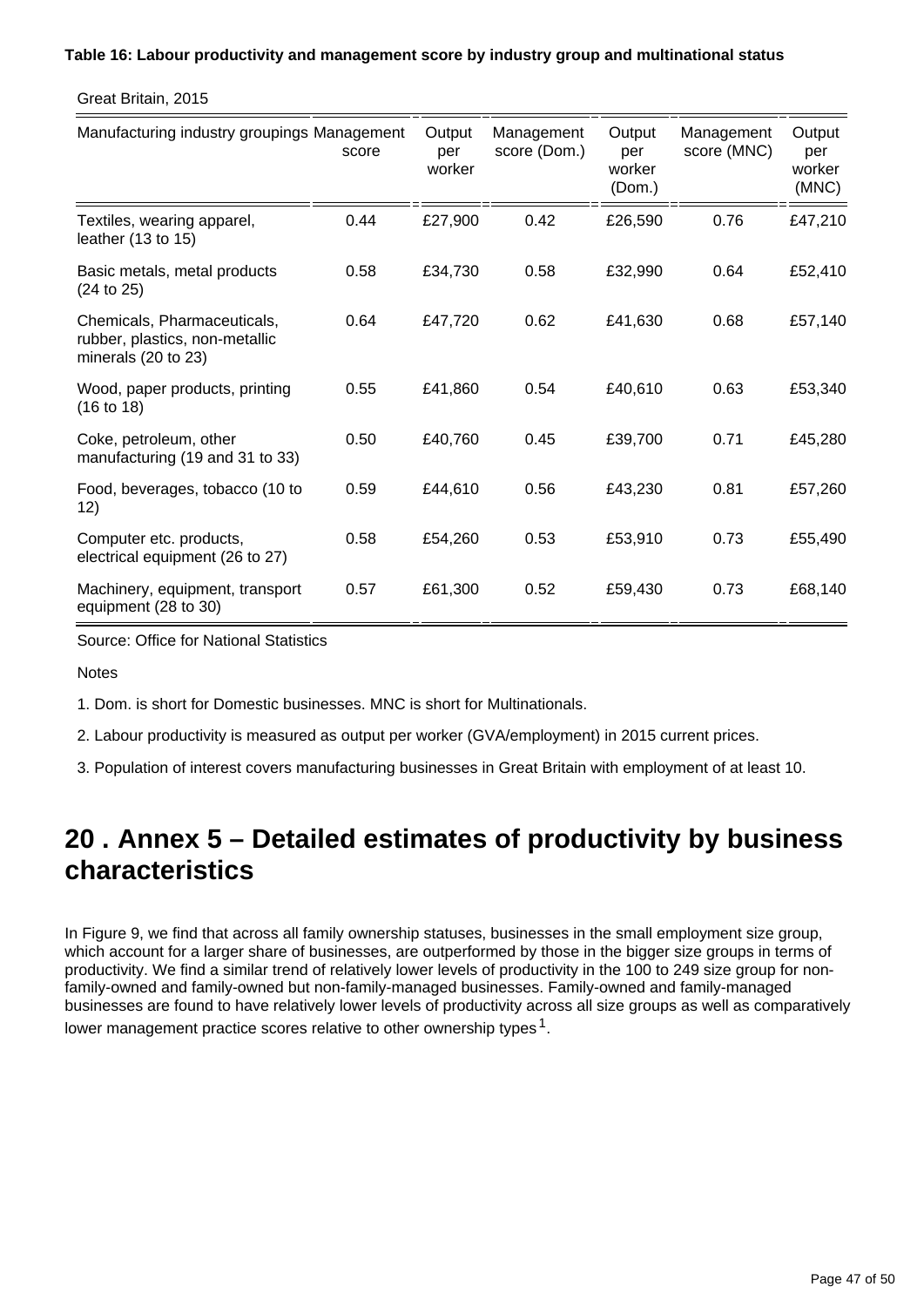**Table 16: Labour productivity and management score by industry group and multinational status**

Great Britain, 2015

| Manufacturing industry groupings | Management score | Output per worker | Management score (Dom.) | Output per worker (Dom.) | Management score (MNC) | Output per worker (MNC) |
|---|---|---|---|---|---|---|
| Textiles, wearing apparel, leather (13 to 15) | 0.44 | £27,900 | 0.42 | £26,590 | 0.76 | £47,210 |
| Basic metals, metal products (24 to 25) | 0.58 | £34,730 | 0.58 | £32,990 | 0.64 | £52,410 |
| Chemicals, Pharmaceuticals, rubber, plastics, non-metallic minerals (20 to 23) | 0.64 | £47,720 | 0.62 | £41,630 | 0.68 | £57,140 |
| Wood, paper products, printing (16 to 18) | 0.55 | £41,860 | 0.54 | £40,610 | 0.63 | £53,340 |
| Coke, petroleum, other manufacturing (19 and 31 to 33) | 0.50 | £40,760 | 0.45 | £39,700 | 0.71 | £45,280 |
| Food, beverages, tobacco (10 to 12) | 0.59 | £44,610 | 0.56 | £43,230 | 0.81 | £57,260 |
| Computer etc. products, electrical equipment (26 to 27) | 0.58 | £54,260 | 0.53 | £53,910 | 0.73 | £55,490 |
| Machinery, equipment, transport equipment (28 to 30) | 0.57 | £61,300 | 0.52 | £59,430 | 0.73 | £68,140 |

Source: Office for National Statistics

Notes

1. Dom. is short for Domestic businesses. MNC is short for Multinationals.

2. Labour productivity is measured as output per worker (GVA/employment) in 2015 current prices.

3. Population of interest covers manufacturing businesses in Great Britain with employment of at least 10.

# 20 . Annex 5 – Detailed estimates of productivity by business characteristics

In Figure 9, we find that across all family ownership statuses, businesses in the small employment size group, which account for a larger share of businesses, are outperformed by those in the bigger size groups in terms of productivity. We find a similar trend of relatively lower levels of productivity in the 100 to 249 size group for non-family-owned and family-owned but non-family-managed businesses. Family-owned and family-managed businesses are found to have relatively lower levels of productivity across all size groups as well as comparatively lower management practice scores relative to other ownership types[1].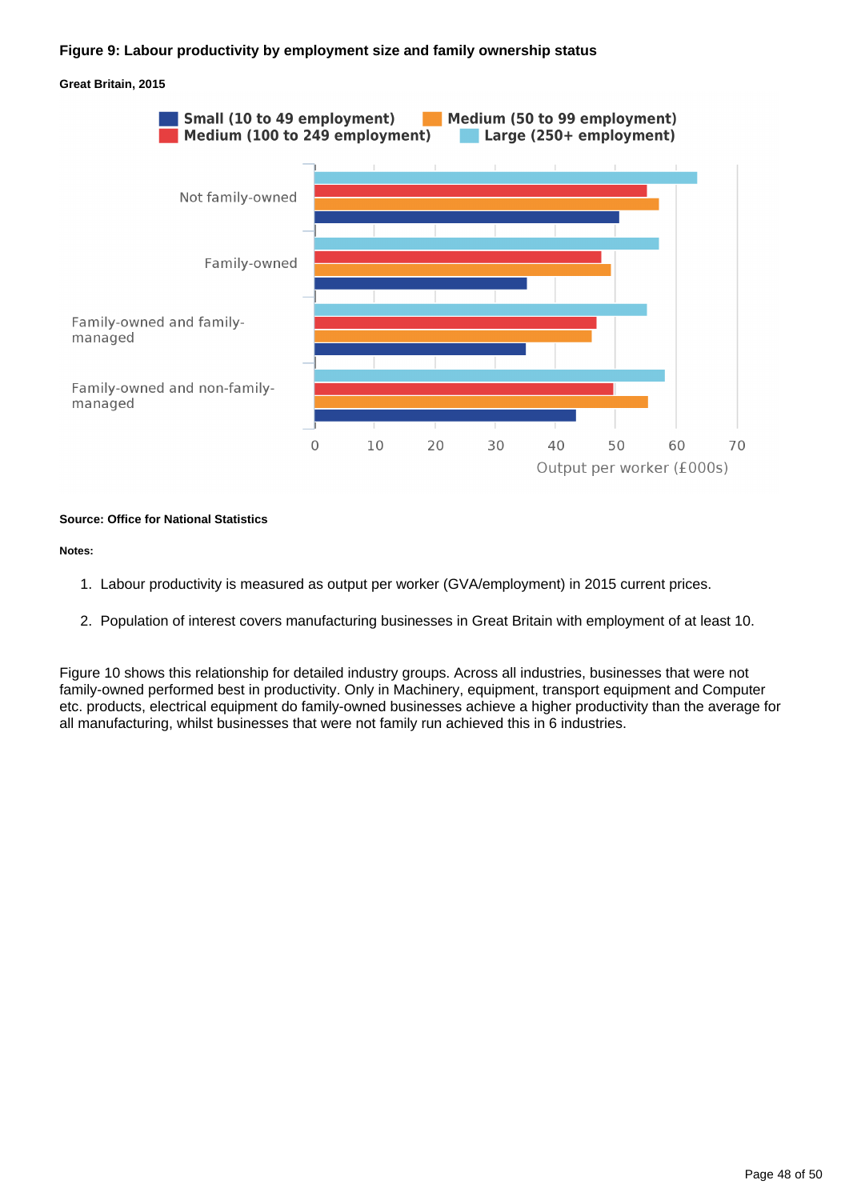### Figure 9: Labour productivity by employment size and family ownership status

**Great Britain, 2015**

**Source: Office for National Statistics**

**Notes:**

1. Labour productivity is measured as output per worker (GVA/employment) in 2015 current prices.

2. Population of interest covers manufacturing businesses in Great Britain with employment of at least 10.

Figure 10 shows this relationship for detailed industry groups. Across all industries, businesses that were not family-owned performed best in productivity. Only in Machinery, equipment, transport equipment and Computer etc. products, electrical equipment do family-owned businesses achieve a higher productivity than the average for all manufacturing, whilst businesses that were not family run achieved this in 6 industries.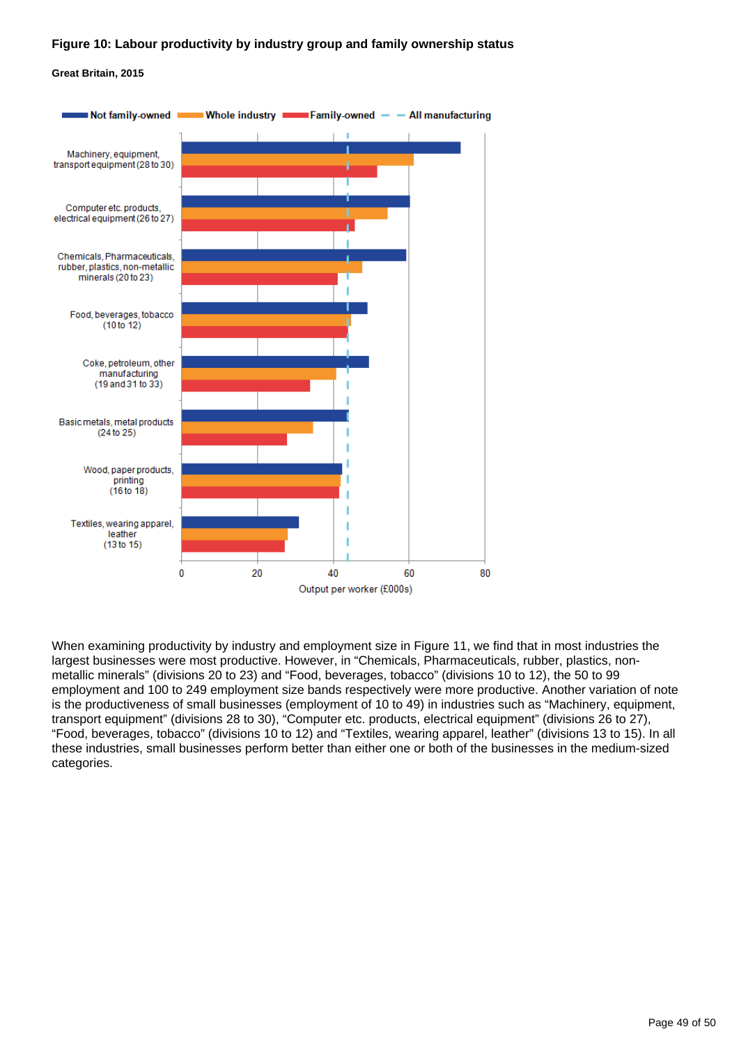**Figure 10: Labour productivity by industry group and family ownership status**

**Great Britain, 2015**

When examining productivity by industry and employment size in Figure 11, we find that in most industries the largest businesses were most productive. However, in “Chemicals, Pharmaceuticals, rubber, plastics, non-metallic minerals” (divisions 20 to 23) and “Food, beverages, tobacco” (divisions 10 to 12), the 50 to 99 employment and 100 to 249 employment size bands respectively were more productive. Another variation of note is the productiveness of small businesses (employment of 10 to 49) in industries such as “Machinery, equipment, transport equipment” (divisions 28 to 30), “Computer etc. products, electrical equipment” (divisions 26 to 27), “Food, beverages, tobacco” (divisions 10 to 12) and “Textiles, wearing apparel, leather” (divisions 13 to 15). In all these industries, small businesses perform better than either one or both of the businesses in the medium-sized categories.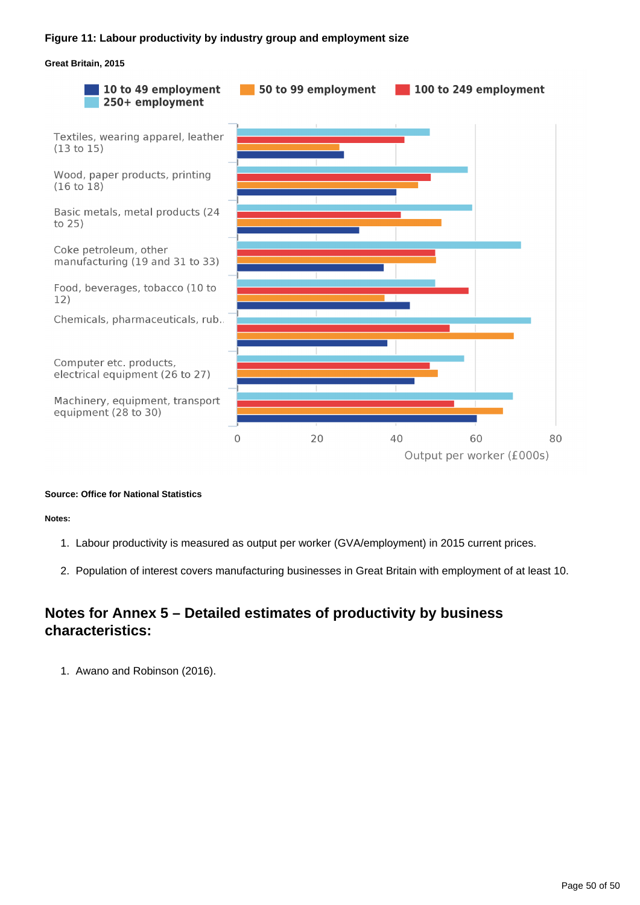**Figure 11: Labour productivity by industry group and employment size**

**Great Britain, 2015**

10 to 49 employment
50 to 99 employment
100 to 249 employment
250+ employment

Textiles, wearing apparel, leather (13 to 15)
Wood, paper products, printing (16 to 18)
Basic metals, metal products (24 to 25)
Coke petroleum, other manufacturing (19 and 31 to 33)
Food, beverages, tobacco (10 to 12)
Chemicals, pharmaceuticals, rub..
Computer etc. products, electrical equipment (26 to 27)
Machinery, equipment, transport equipment (28 to 30)

0
20
40
60
80

Output per worker (£000s)

**Source: Office for National Statistics**

**Notes:**

1. Labour productivity is measured as output per worker (GVA/employment) in 2015 current prices.
2. Population of interest covers manufacturing businesses in Great Britain with employment of at least 10.

## Notes for Annex 5 – Detailed estimates of productivity by business characteristics:

1. Awano and Robinson (2016).